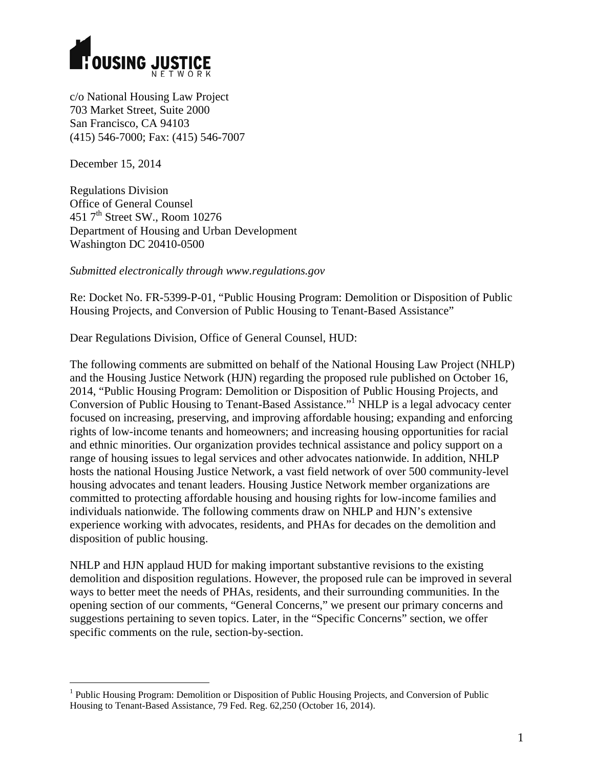HOUSING JUSTICE NETWORK

c/o National Housing Law Project
703 Market Street, Suite 2000
San Francisco, CA 94103
(415) 546-7000; Fax: (415) 546-7007

December 15, 2014

Regulations Division
Office of General Counsel
451 7th Street SW., Room 10276
Department of Housing and Urban Development
Washington DC 20410-0500

*Submitted electronically through www.regulations.gov*

Re: Docket No. FR-5399-P-01, "Public Housing Program: Demolition or Disposition of Public Housing Projects, and Conversion of Public Housing to Tenant-Based Assistance"

Dear Regulations Division, Office of General Counsel, HUD:

The following comments are submitted on behalf of the National Housing Law Project (NHLP) and the Housing Justice Network (HJN) regarding the proposed rule published on October 16, 2014, "Public Housing Program: Demolition or Disposition of Public Housing Projects, and Conversion of Public Housing to Tenant-Based Assistance."[1] NHLP is a legal advocacy center focused on increasing, preserving, and improving affordable housing; expanding and enforcing rights of low-income tenants and homeowners; and increasing housing opportunities for racial and ethnic minorities. Our organization provides technical assistance and policy support on a range of housing issues to legal services and other advocates nationwide. In addition, NHLP hosts the national Housing Justice Network, a vast field network of over 500 community-level housing advocates and tenant leaders. Housing Justice Network member organizations are committed to protecting affordable housing and housing rights for low-income families and individuals nationwide. The following comments draw on NHLP and HJN's extensive experience working with advocates, residents, and PHAs for decades on the demolition and disposition of public housing.

NHLP and HJN applaud HUD for making important substantive revisions to the existing demolition and disposition regulations. However, the proposed rule can be improved in several ways to better meet the needs of PHAs, residents, and their surrounding communities. In the opening section of our comments, "General Concerns," we present our primary concerns and suggestions pertaining to seven topics. Later, in the "Specific Concerns" section, we offer specific comments on the rule, section-by-section.

---

[1] Public Housing Program: Demolition or Disposition of Public Housing Projects, and Conversion of Public Housing to Tenant-Based Assistance, 79 Fed. Reg. 62,250 (October 16, 2014).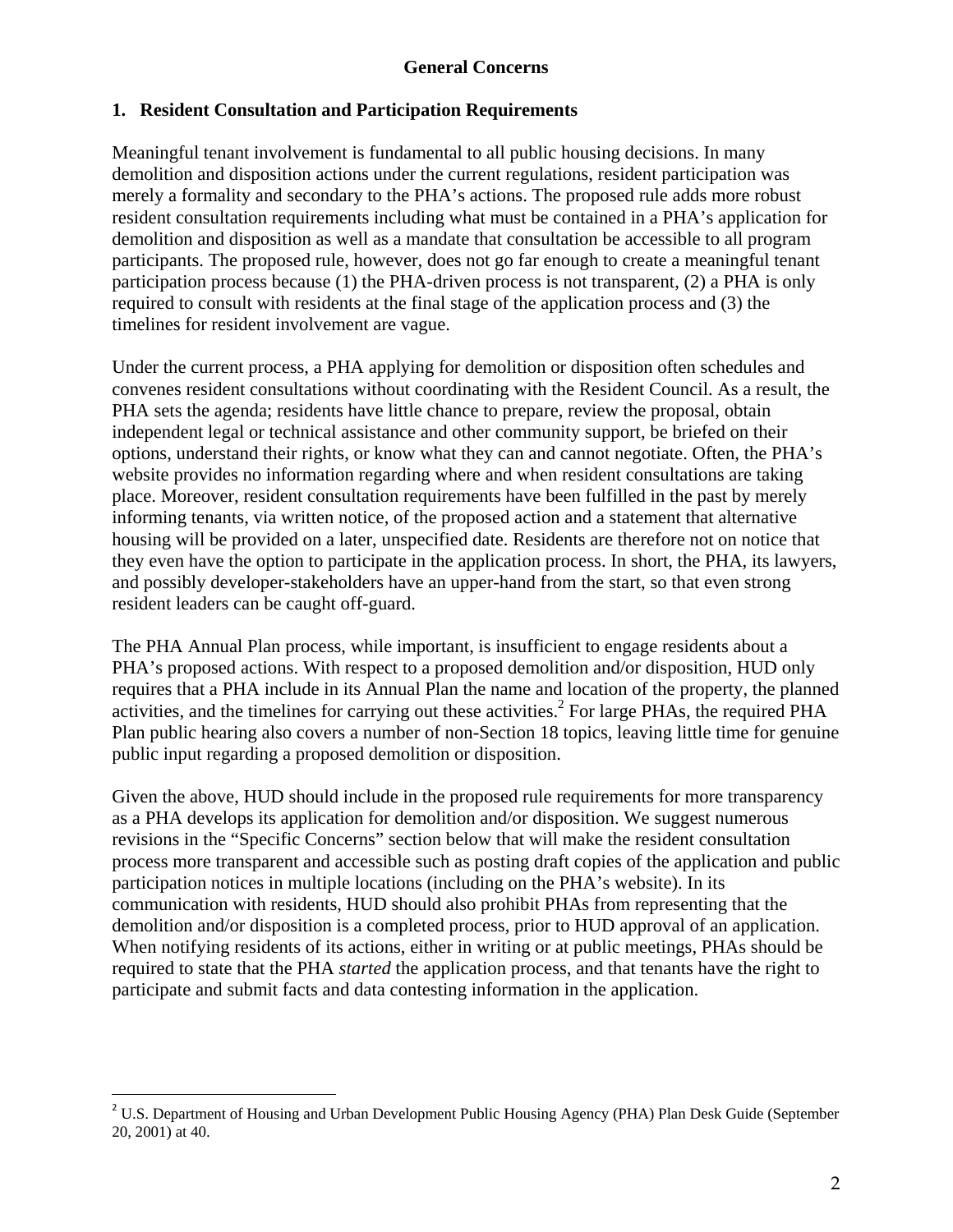## General Concerns

### 1. Resident Consultation and Participation Requirements

Meaningful tenant involvement is fundamental to all public housing decisions. In many demolition and disposition actions under the current regulations, resident participation was merely a formality and secondary to the PHA's actions. The proposed rule adds more robust resident consultation requirements including what must be contained in a PHA's application for demolition and disposition as well as a mandate that consultation be accessible to all program participants. The proposed rule, however, does not go far enough to create a meaningful tenant participation process because (1) the PHA-driven process is not transparent, (2) a PHA is only required to consult with residents at the final stage of the application process and (3) the timelines for resident involvement are vague.

Under the current process, a PHA applying for demolition or disposition often schedules and convenes resident consultations without coordinating with the Resident Council. As a result, the PHA sets the agenda; residents have little chance to prepare, review the proposal, obtain independent legal or technical assistance and other community support, be briefed on their options, understand their rights, or know what they can and cannot negotiate. Often, the PHA's website provides no information regarding where and when resident consultations are taking place. Moreover, resident consultation requirements have been fulfilled in the past by merely informing tenants, via written notice, of the proposed action and a statement that alternative housing will be provided on a later, unspecified date. Residents are therefore not on notice that they even have the option to participate in the application process. In short, the PHA, its lawyers, and possibly developer-stakeholders have an upper-hand from the start, so that even strong resident leaders can be caught off-guard.

The PHA Annual Plan process, while important, is insufficient to engage residents about a PHA's proposed actions. With respect to a proposed demolition and/or disposition, HUD only requires that a PHA include in its Annual Plan the name and location of the property, the planned activities, and the timelines for carrying out these activities.[2] For large PHAs, the required PHA Plan public hearing also covers a number of non-Section 18 topics, leaving little time for genuine public input regarding a proposed demolition or disposition.

Given the above, HUD should include in the proposed rule requirements for more transparency as a PHA develops its application for demolition and/or disposition. We suggest numerous revisions in the "Specific Concerns" section below that will make the resident consultation process more transparent and accessible such as posting draft copies of the application and public participation notices in multiple locations (including on the PHA's website). In its communication with residents, HUD should also prohibit PHAs from representing that the demolition and/or disposition is a completed process, prior to HUD approval of an application. When notifying residents of its actions, either in writing or at public meetings, PHAs should be required to state that the PHA *started* the application process, and that tenants have the right to participate and submit facts and data contesting information in the application.

---

[2] U.S. Department of Housing and Urban Development Public Housing Agency (PHA) Plan Desk Guide (September 20, 2001) at 40.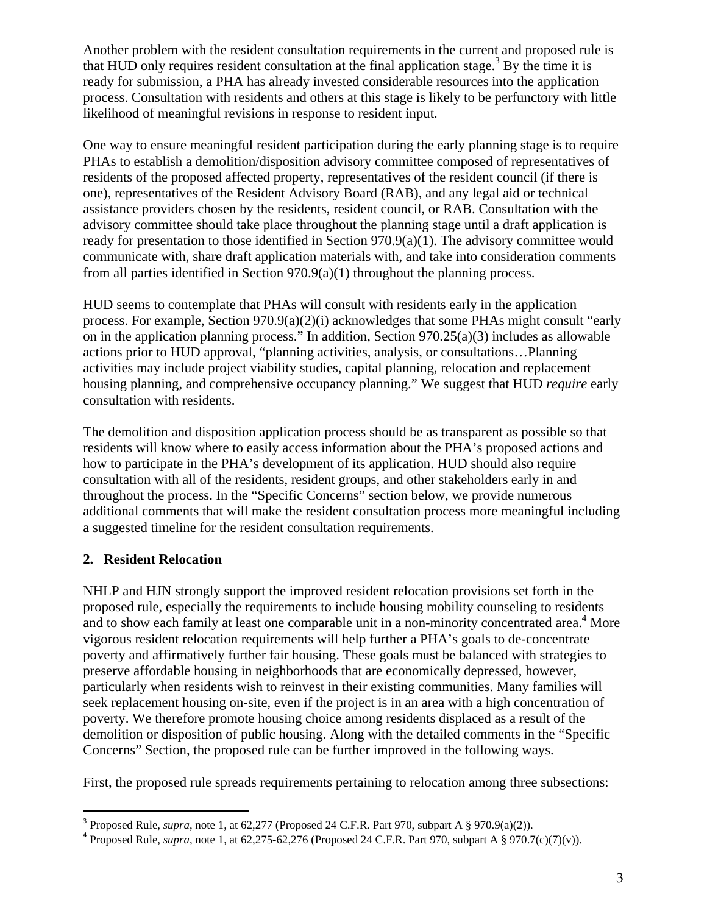Another problem with the resident consultation requirements in the current and proposed rule is that HUD only requires resident consultation at the final application stage.[3] By the time it is ready for submission, a PHA has already invested considerable resources into the application process. Consultation with residents and others at this stage is likely to be perfunctory with little likelihood of meaningful revisions in response to resident input.

One way to ensure meaningful resident participation during the early planning stage is to require PHAs to establish a demolition/disposition advisory committee composed of representatives of residents of the proposed affected property, representatives of the resident council (if there is one), representatives of the Resident Advisory Board (RAB), and any legal aid or technical assistance providers chosen by the residents, resident council, or RAB. Consultation with the advisory committee should take place throughout the planning stage until a draft application is ready for presentation to those identified in Section 970.9(a)(1). The advisory committee would communicate with, share draft application materials with, and take into consideration comments from all parties identified in Section 970.9(a)(1) throughout the planning process.

HUD seems to contemplate that PHAs will consult with residents early in the application process. For example, Section 970.9(a)(2)(i) acknowledges that some PHAs might consult "early on in the application planning process." In addition, Section 970.25(a)(3) includes as allowable actions prior to HUD approval, "planning activities, analysis, or consultations…Planning activities may include project viability studies, capital planning, relocation and replacement housing planning, and comprehensive occupancy planning." We suggest that HUD *require* early consultation with residents.

The demolition and disposition application process should be as transparent as possible so that residents will know where to easily access information about the PHA's proposed actions and how to participate in the PHA's development of its application. HUD should also require consultation with all of the residents, resident groups, and other stakeholders early in and throughout the process. In the "Specific Concerns" section below, we provide numerous additional comments that will make the resident consultation process more meaningful including a suggested timeline for the resident consultation requirements.

## 2. Resident Relocation

NHLP and HJN strongly support the improved resident relocation provisions set forth in the proposed rule, especially the requirements to include housing mobility counseling to residents and to show each family at least one comparable unit in a non-minority concentrated area.[4] More vigorous resident relocation requirements will help further a PHA's goals to de-concentrate poverty and affirmatively further fair housing. These goals must be balanced with strategies to preserve affordable housing in neighborhoods that are economically depressed, however, particularly when residents wish to reinvest in their existing communities. Many families will seek replacement housing on-site, even if the project is in an area with a high concentration of poverty. We therefore promote housing choice among residents displaced as a result of the demolition or disposition of public housing. Along with the detailed comments in the "Specific Concerns" Section, the proposed rule can be further improved in the following ways.

First, the proposed rule spreads requirements pertaining to relocation among three subsections:

---

[3] Proposed Rule, *supra*, note 1, at 62,277 (Proposed 24 C.F.R. Part 970, subpart A § 970.9(a)(2)).

[4] Proposed Rule, *supra*, note 1, at 62,275-62,276 (Proposed 24 C.F.R. Part 970, subpart A § 970.7(c)(7)(v)).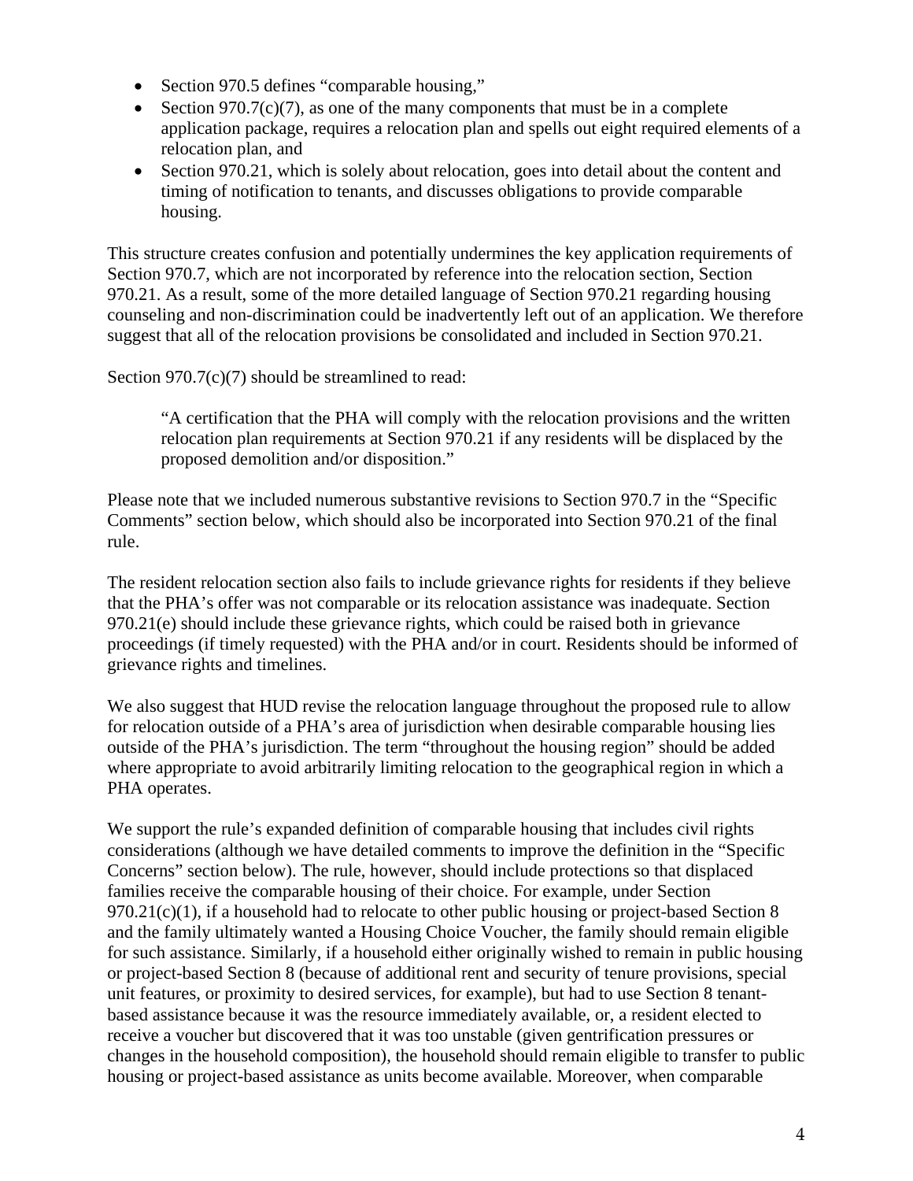- Section 970.5 defines “comparable housing,”
- Section 970.7(c)(7), as one of the many components that must be in a complete application package, requires a relocation plan and spells out eight required elements of a relocation plan, and
- Section 970.21, which is solely about relocation, goes into detail about the content and timing of notification to tenants, and discusses obligations to provide comparable housing.

This structure creates confusion and potentially undermines the key application requirements of Section 970.7, which are not incorporated by reference into the relocation section, Section 970.21. As a result, some of the more detailed language of Section 970.21 regarding housing counseling and non-discrimination could be inadvertently left out of an application. We therefore suggest that all of the relocation provisions be consolidated and included in Section 970.21.

Section 970.7(c)(7) should be streamlined to read:

> “A certification that the PHA will comply with the relocation provisions and the written relocation plan requirements at Section 970.21 if any residents will be displaced by the proposed demolition and/or disposition.”

Please note that we included numerous substantive revisions to Section 970.7 in the “Specific Comments” section below, which should also be incorporated into Section 970.21 of the final rule.

The resident relocation section also fails to include grievance rights for residents if they believe that the PHA’s offer was not comparable or its relocation assistance was inadequate. Section 970.21(e) should include these grievance rights, which could be raised both in grievance proceedings (if timely requested) with the PHA and/or in court. Residents should be informed of grievance rights and timelines.

We also suggest that HUD revise the relocation language throughout the proposed rule to allow for relocation outside of a PHA’s area of jurisdiction when desirable comparable housing lies outside of the PHA’s jurisdiction. The term “throughout the housing region” should be added where appropriate to avoid arbitrarily limiting relocation to the geographical region in which a PHA operates.

We support the rule’s expanded definition of comparable housing that includes civil rights considerations (although we have detailed comments to improve the definition in the “Specific Concerns” section below). The rule, however, should include protections so that displaced families receive the comparable housing of their choice. For example, under Section 970.21(c)(1), if a household had to relocate to other public housing or project-based Section 8 and the family ultimately wanted a Housing Choice Voucher, the family should remain eligible for such assistance. Similarly, if a household either originally wished to remain in public housing or project-based Section 8 (because of additional rent and security of tenure provisions, special unit features, or proximity to desired services, for example), but had to use Section 8 tenant-based assistance because it was the resource immediately available, or, a resident elected to receive a voucher but discovered that it was too unstable (given gentrification pressures or changes in the household composition), the household should remain eligible to transfer to public housing or project-based assistance as units become available. Moreover, when comparable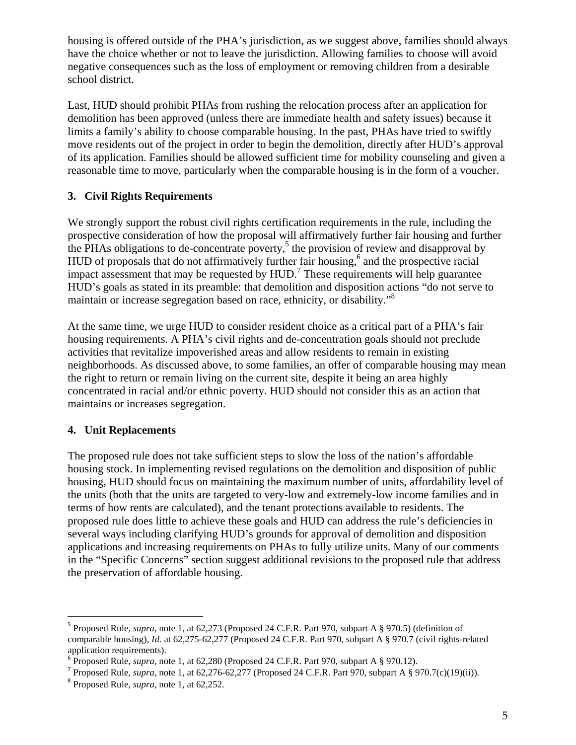housing is offered outside of the PHA's jurisdiction, as we suggest above, families should always have the choice whether or not to leave the jurisdiction. Allowing families to choose will avoid negative consequences such as the loss of employment or removing children from a desirable school district.

Last, HUD should prohibit PHAs from rushing the relocation process after an application for demolition has been approved (unless there are immediate health and safety issues) because it limits a family's ability to choose comparable housing. In the past, PHAs have tried to swiftly move residents out of the project in order to begin the demolition, directly after HUD's approval of its application. Families should be allowed sufficient time for mobility counseling and given a reasonable time to move, particularly when the comparable housing is in the form of a voucher.

### 3. Civil Rights Requirements

We strongly support the robust civil rights certification requirements in the rule, including the prospective consideration of how the proposal will affirmatively further fair housing and further the PHAs obligations to de-concentrate poverty,[5] the provision of review and disapproval by HUD of proposals that do not affirmatively further fair housing,[6] and the prospective racial impact assessment that may be requested by HUD.[7] These requirements will help guarantee HUD's goals as stated in its preamble: that demolition and disposition actions "do not serve to maintain or increase segregation based on race, ethnicity, or disability."[8]

At the same time, we urge HUD to consider resident choice as a critical part of a PHA's fair housing requirements. A PHA's civil rights and de-concentration goals should not preclude activities that revitalize impoverished areas and allow residents to remain in existing neighborhoods. As discussed above, to some families, an offer of comparable housing may mean the right to return or remain living on the current site, despite it being an area highly concentrated in racial and/or ethnic poverty. HUD should not consider this as an action that maintains or increases segregation.

### 4. Unit Replacements

The proposed rule does not take sufficient steps to slow the loss of the nation's affordable housing stock. In implementing revised regulations on the demolition and disposition of public housing, HUD should focus on maintaining the maximum number of units, affordability level of the units (both that the units are targeted to very-low and extremely-low income families and in terms of how rents are calculated), and the tenant protections available to residents. The proposed rule does little to achieve these goals and HUD can address the rule's deficiencies in several ways including clarifying HUD's grounds for approval of demolition and disposition applications and increasing requirements on PHAs to fully utilize units. Many of our comments in the "Specific Concerns" section suggest additional revisions to the proposed rule that address the preservation of affordable housing.

---

[5] Proposed Rule, *supra*, note 1, at 62,273 (Proposed 24 C.F.R. Part 970, subpart A § 970.5) (definition of comparable housing), *Id.* at 62,275-62,277 (Proposed 24 C.F.R. Part 970, subpart A § 970.7 (civil rights-related application requirements).

[6] Proposed Rule, *supra*, note 1, at 62,280 (Proposed 24 C.F.R. Part 970, subpart A § 970.12).

[7] Proposed Rule, *supra*, note 1, at 62,276-62,277 (Proposed 24 C.F.R. Part 970, subpart A § 970.7(c)(19)(ii)).

[8] Proposed Rule, *supra*, note 1, at 62,252.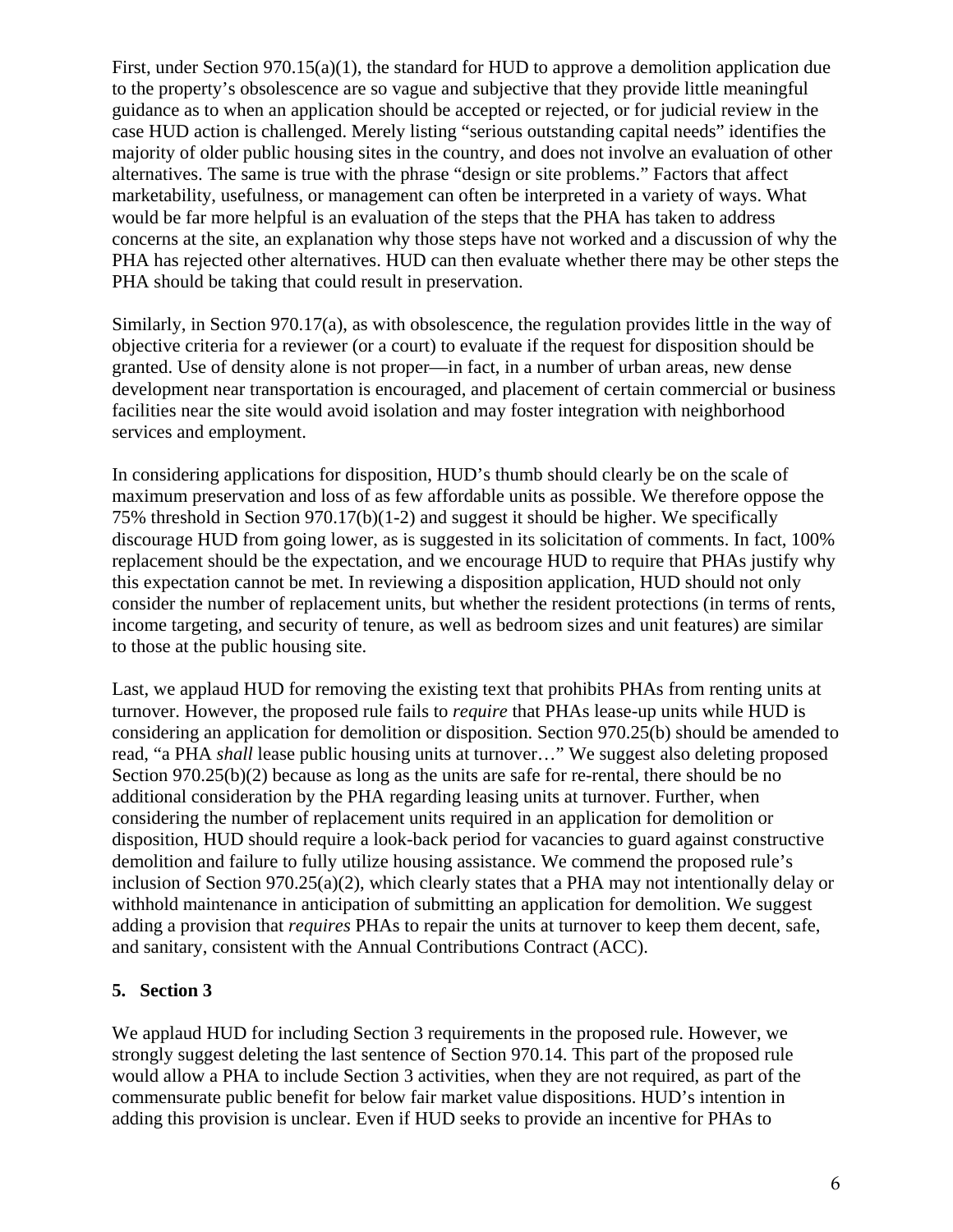First, under Section 970.15(a)(1), the standard for HUD to approve a demolition application due to the property's obsolescence are so vague and subjective that they provide little meaningful guidance as to when an application should be accepted or rejected, or for judicial review in the case HUD action is challenged. Merely listing "serious outstanding capital needs" identifies the majority of older public housing sites in the country, and does not involve an evaluation of other alternatives. The same is true with the phrase "design or site problems." Factors that affect marketability, usefulness, or management can often be interpreted in a variety of ways. What would be far more helpful is an evaluation of the steps that the PHA has taken to address concerns at the site, an explanation why those steps have not worked and a discussion of why the PHA has rejected other alternatives. HUD can then evaluate whether there may be other steps the PHA should be taking that could result in preservation.

Similarly, in Section 970.17(a), as with obsolescence, the regulation provides little in the way of objective criteria for a reviewer (or a court) to evaluate if the request for disposition should be granted. Use of density alone is not proper—in fact, in a number of urban areas, new dense development near transportation is encouraged, and placement of certain commercial or business facilities near the site would avoid isolation and may foster integration with neighborhood services and employment.

In considering applications for disposition, HUD's thumb should clearly be on the scale of maximum preservation and loss of as few affordable units as possible. We therefore oppose the 75% threshold in Section 970.17(b)(1-2) and suggest it should be higher. We specifically discourage HUD from going lower, as is suggested in its solicitation of comments. In fact, 100% replacement should be the expectation, and we encourage HUD to require that PHAs justify why this expectation cannot be met. In reviewing a disposition application, HUD should not only consider the number of replacement units, but whether the resident protections (in terms of rents, income targeting, and security of tenure, as well as bedroom sizes and unit features) are similar to those at the public housing site.

Last, we applaud HUD for removing the existing text that prohibits PHAs from renting units at turnover. However, the proposed rule fails to *require* that PHAs lease-up units while HUD is considering an application for demolition or disposition. Section 970.25(b) should be amended to read, "a PHA *shall* lease public housing units at turnover…" We suggest also deleting proposed Section 970.25(b)(2) because as long as the units are safe for re-rental, there should be no additional consideration by the PHA regarding leasing units at turnover. Further, when considering the number of replacement units required in an application for demolition or disposition, HUD should require a look-back period for vacancies to guard against constructive demolition and failure to fully utilize housing assistance. We commend the proposed rule's inclusion of Section 970.25(a)(2), which clearly states that a PHA may not intentionally delay or withhold maintenance in anticipation of submitting an application for demolition. We suggest adding a provision that *requires* PHAs to repair the units at turnover to keep them decent, safe, and sanitary, consistent with the Annual Contributions Contract (ACC).

## 5. Section 3

We applaud HUD for including Section 3 requirements in the proposed rule. However, we strongly suggest deleting the last sentence of Section 970.14. This part of the proposed rule would allow a PHA to include Section 3 activities, when they are not required, as part of the commensurate public benefit for below fair market value dispositions. HUD's intention in adding this provision is unclear. Even if HUD seeks to provide an incentive for PHAs to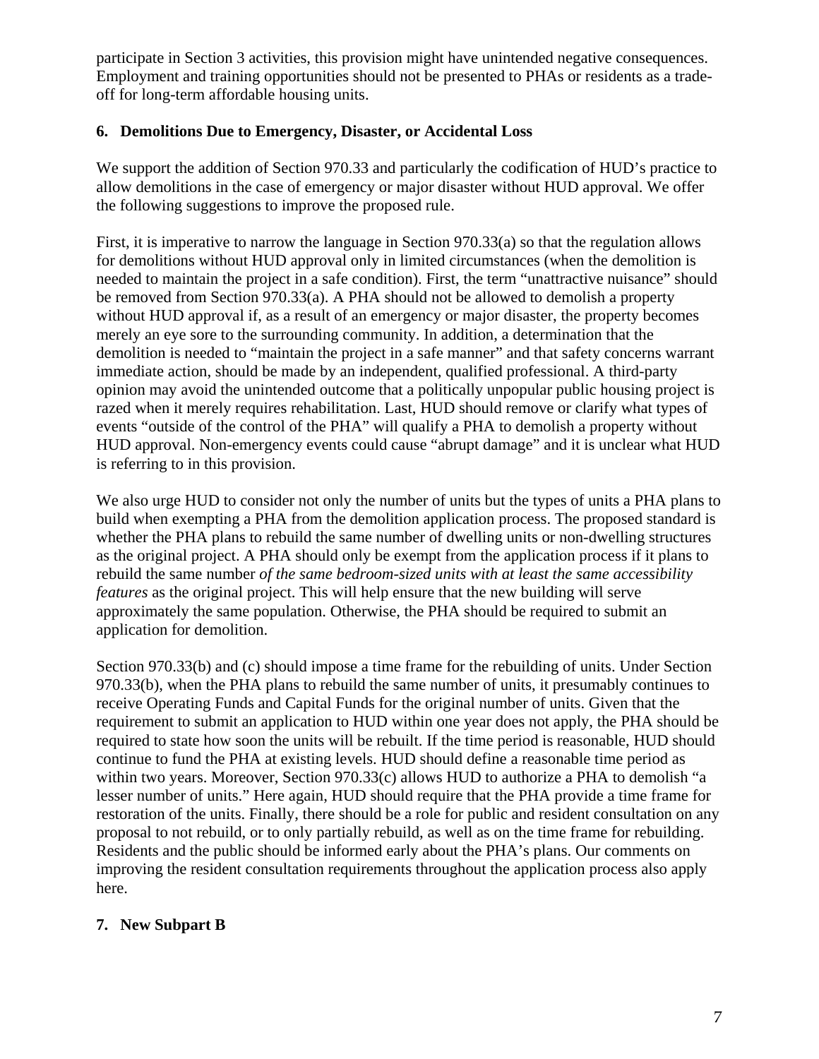participate in Section 3 activities, this provision might have unintended negative consequences. Employment and training opportunities should not be presented to PHAs or residents as a trade-off for long-term affordable housing units.

## 6. Demolitions Due to Emergency, Disaster, or Accidental Loss

We support the addition of Section 970.33 and particularly the codification of HUD's practice to allow demolitions in the case of emergency or major disaster without HUD approval. We offer the following suggestions to improve the proposed rule.

First, it is imperative to narrow the language in Section 970.33(a) so that the regulation allows for demolitions without HUD approval only in limited circumstances (when the demolition is needed to maintain the project in a safe condition). First, the term "unattractive nuisance" should be removed from Section 970.33(a). A PHA should not be allowed to demolish a property without HUD approval if, as a result of an emergency or major disaster, the property becomes merely an eye sore to the surrounding community. In addition, a determination that the demolition is needed to "maintain the project in a safe manner" and that safety concerns warrant immediate action, should be made by an independent, qualified professional. A third-party opinion may avoid the unintended outcome that a politically unpopular public housing project is razed when it merely requires rehabilitation. Last, HUD should remove or clarify what types of events "outside of the control of the PHA" will qualify a PHA to demolish a property without HUD approval. Non-emergency events could cause "abrupt damage" and it is unclear what HUD is referring to in this provision.

We also urge HUD to consider not only the number of units but the types of units a PHA plans to build when exempting a PHA from the demolition application process. The proposed standard is whether the PHA plans to rebuild the same number of dwelling units or non-dwelling structures as the original project. A PHA should only be exempt from the application process if it plans to rebuild the same number *of the same bedroom-sized units with at least the same accessibility features* as the original project. This will help ensure that the new building will serve approximately the same population. Otherwise, the PHA should be required to submit an application for demolition.

Section 970.33(b) and (c) should impose a time frame for the rebuilding of units. Under Section 970.33(b), when the PHA plans to rebuild the same number of units, it presumably continues to receive Operating Funds and Capital Funds for the original number of units. Given that the requirement to submit an application to HUD within one year does not apply, the PHA should be required to state how soon the units will be rebuilt. If the time period is reasonable, HUD should continue to fund the PHA at existing levels. HUD should define a reasonable time period as within two years. Moreover, Section 970.33(c) allows HUD to authorize a PHA to demolish "a lesser number of units." Here again, HUD should require that the PHA provide a time frame for restoration of the units. Finally, there should be a role for public and resident consultation on any proposal to not rebuild, or to only partially rebuild, as well as on the time frame for rebuilding. Residents and the public should be informed early about the PHA's plans. Our comments on improving the resident consultation requirements throughout the application process also apply here.

## 7. New Subpart B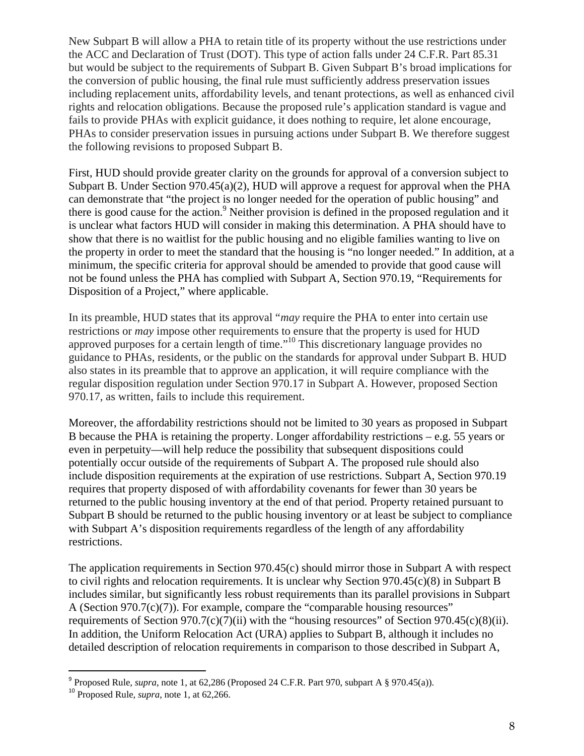New Subpart B will allow a PHA to retain title of its property without the use restrictions under the ACC and Declaration of Trust (DOT). This type of action falls under 24 C.F.R. Part 85.31 but would be subject to the requirements of Subpart B. Given Subpart B's broad implications for the conversion of public housing, the final rule must sufficiently address preservation issues including replacement units, affordability levels, and tenant protections, as well as enhanced civil rights and relocation obligations. Because the proposed rule's application standard is vague and fails to provide PHAs with explicit guidance, it does nothing to require, let alone encourage, PHAs to consider preservation issues in pursuing actions under Subpart B. We therefore suggest the following revisions to proposed Subpart B.

First, HUD should provide greater clarity on the grounds for approval of a conversion subject to Subpart B. Under Section 970.45(a)(2), HUD will approve a request for approval when the PHA can demonstrate that "the project is no longer needed for the operation of public housing" and there is good cause for the action.[9] Neither provision is defined in the proposed regulation and it is unclear what factors HUD will consider in making this determination. A PHA should have to show that there is no waitlist for the public housing and no eligible families wanting to live on the property in order to meet the standard that the housing is "no longer needed." In addition, at a minimum, the specific criteria for approval should be amended to provide that good cause will not be found unless the PHA has complied with Subpart A, Section 970.19, "Requirements for Disposition of a Project," where applicable.

In its preamble, HUD states that its approval "*may* require the PHA to enter into certain use restrictions or *may* impose other requirements to ensure that the property is used for HUD approved purposes for a certain length of time."[10] This discretionary language provides no guidance to PHAs, residents, or the public on the standards for approval under Subpart B. HUD also states in its preamble that to approve an application, it will require compliance with the regular disposition regulation under Section 970.17 in Subpart A. However, proposed Section 970.17, as written, fails to include this requirement.

Moreover, the affordability restrictions should not be limited to 30 years as proposed in Subpart B because the PHA is retaining the property. Longer affordability restrictions – e.g. 55 years or even in perpetuity—will help reduce the possibility that subsequent dispositions could potentially occur outside of the requirements of Subpart A. The proposed rule should also include disposition requirements at the expiration of use restrictions. Subpart A, Section 970.19 requires that property disposed of with affordability covenants for fewer than 30 years be returned to the public housing inventory at the end of that period. Property retained pursuant to Subpart B should be returned to the public housing inventory or at least be subject to compliance with Subpart A's disposition requirements regardless of the length of any affordability restrictions.

The application requirements in Section 970.45(c) should mirror those in Subpart A with respect to civil rights and relocation requirements. It is unclear why Section 970.45(c)(8) in Subpart B includes similar, but significantly less robust requirements than its parallel provisions in Subpart A (Section 970.7(c)(7)). For example, compare the "comparable housing resources" requirements of Section 970.7(c)(7)(ii) with the "housing resources" of Section 970.45(c)(8)(ii). In addition, the Uniform Relocation Act (URA) applies to Subpart B, although it includes no detailed description of relocation requirements in comparison to those described in Subpart A,

---

[9] Proposed Rule, *supra*, note 1, at 62,286 (Proposed 24 C.F.R. Part 970, subpart A § 970.45(a)).

[10] Proposed Rule, *supra*, note 1, at 62,266.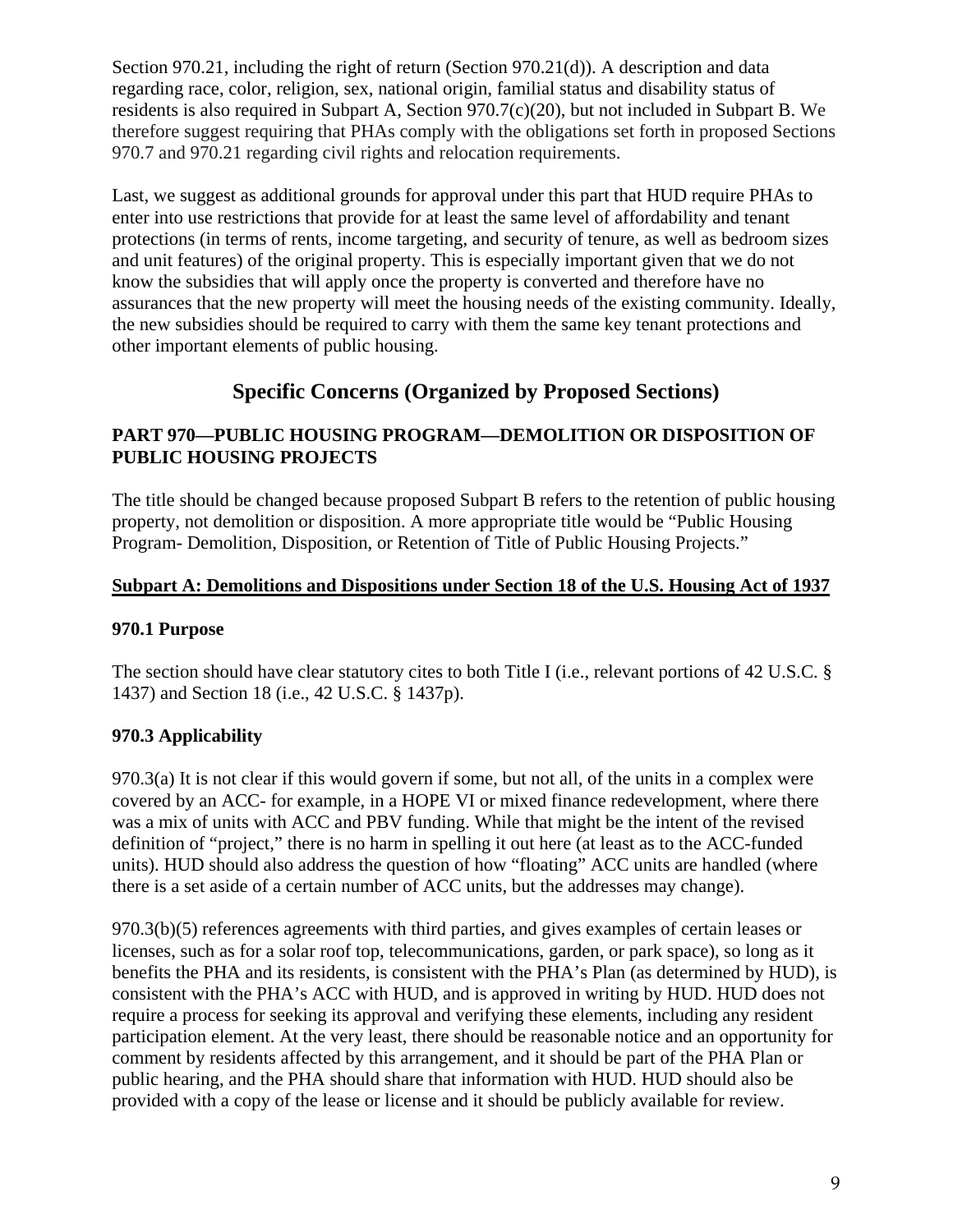Section 970.21, including the right of return (Section 970.21(d)). A description and data regarding race, color, religion, sex, national origin, familial status and disability status of residents is also required in Subpart A, Section 970.7(c)(20), but not included in Subpart B. We therefore suggest requiring that PHAs comply with the obligations set forth in proposed Sections 970.7 and 970.21 regarding civil rights and relocation requirements.

Last, we suggest as additional grounds for approval under this part that HUD require PHAs to enter into use restrictions that provide for at least the same level of affordability and tenant protections (in terms of rents, income targeting, and security of tenure, as well as bedroom sizes and unit features) of the original property. This is especially important given that we do not know the subsidies that will apply once the property is converted and therefore have no assurances that the new property will meet the housing needs of the existing community. Ideally, the new subsidies should be required to carry with them the same key tenant protections and other important elements of public housing.

## Specific Concerns (Organized by Proposed Sections)

### PART 970—PUBLIC HOUSING PROGRAM—DEMOLITION OR DISPOSITION OF PUBLIC HOUSING PROJECTS

The title should be changed because proposed Subpart B refers to the retention of public housing property, not demolition or disposition. A more appropriate title would be "Public Housing Program- Demolition, Disposition, or Retention of Title of Public Housing Projects."

### Subpart A: Demolitions and Dispositions under Section 18 of the U.S. Housing Act of 1937

#### 970.1 Purpose

The section should have clear statutory cites to both Title I (i.e., relevant portions of 42 U.S.C. § 1437) and Section 18 (i.e., 42 U.S.C. § 1437p).

#### 970.3 Applicability

970.3(a) It is not clear if this would govern if some, but not all, of the units in a complex were covered by an ACC- for example, in a HOPE VI or mixed finance redevelopment, where there was a mix of units with ACC and PBV funding. While that might be the intent of the revised definition of "project," there is no harm in spelling it out here (at least as to the ACC-funded units). HUD should also address the question of how "floating" ACC units are handled (where there is a set aside of a certain number of ACC units, but the addresses may change).

970.3(b)(5) references agreements with third parties, and gives examples of certain leases or licenses, such as for a solar roof top, telecommunications, garden, or park space), so long as it benefits the PHA and its residents, is consistent with the PHA's Plan (as determined by HUD), is consistent with the PHA's ACC with HUD, and is approved in writing by HUD. HUD does not require a process for seeking its approval and verifying these elements, including any resident participation element. At the very least, there should be reasonable notice and an opportunity for comment by residents affected by this arrangement, and it should be part of the PHA Plan or public hearing, and the PHA should share that information with HUD. HUD should also be provided with a copy of the lease or license and it should be publicly available for review.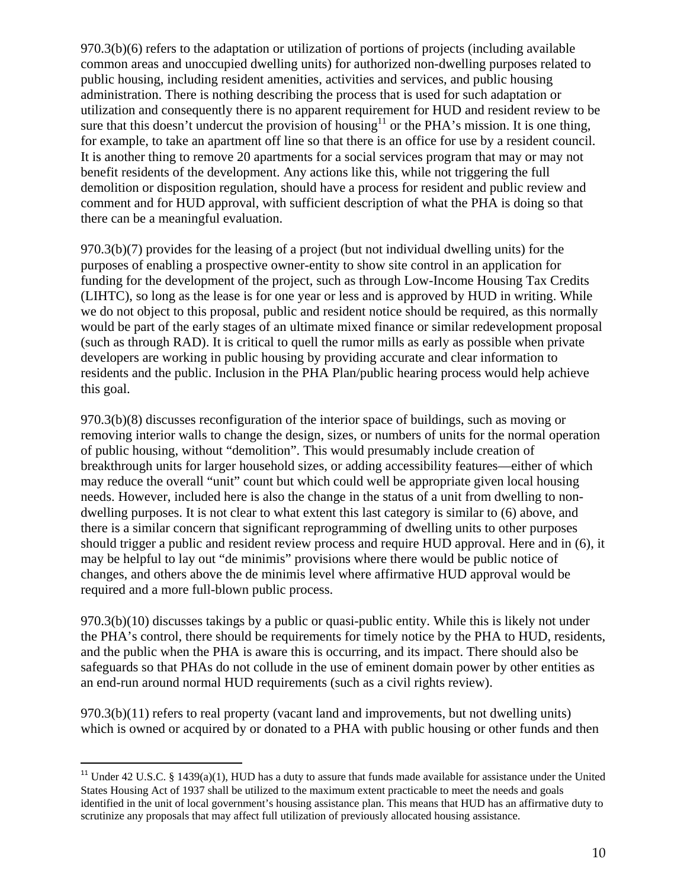970.3(b)(6) refers to the adaptation or utilization of portions of projects (including available common areas and unoccupied dwelling units) for authorized non-dwelling purposes related to public housing, including resident amenities, activities and services, and public housing administration. There is nothing describing the process that is used for such adaptation or utilization and consequently there is no apparent requirement for HUD and resident review to be sure that this doesn't undercut the provision of housing[11] or the PHA's mission. It is one thing, for example, to take an apartment off line so that there is an office for use by a resident council. It is another thing to remove 20 apartments for a social services program that may or may not benefit residents of the development. Any actions like this, while not triggering the full demolition or disposition regulation, should have a process for resident and public review and comment and for HUD approval, with sufficient description of what the PHA is doing so that there can be a meaningful evaluation.

970.3(b)(7) provides for the leasing of a project (but not individual dwelling units) for the purposes of enabling a prospective owner-entity to show site control in an application for funding for the development of the project, such as through Low-Income Housing Tax Credits (LIHTC), so long as the lease is for one year or less and is approved by HUD in writing. While we do not object to this proposal, public and resident notice should be required, as this normally would be part of the early stages of an ultimate mixed finance or similar redevelopment proposal (such as through RAD). It is critical to quell the rumor mills as early as possible when private developers are working in public housing by providing accurate and clear information to residents and the public. Inclusion in the PHA Plan/public hearing process would help achieve this goal.

970.3(b)(8) discusses reconfiguration of the interior space of buildings, such as moving or removing interior walls to change the design, sizes, or numbers of units for the normal operation of public housing, without "demolition". This would presumably include creation of breakthrough units for larger household sizes, or adding accessibility features—either of which may reduce the overall "unit" count but which could well be appropriate given local housing needs. However, included here is also the change in the status of a unit from dwelling to non-dwelling purposes. It is not clear to what extent this last category is similar to (6) above, and there is a similar concern that significant reprogramming of dwelling units to other purposes should trigger a public and resident review process and require HUD approval. Here and in (6), it may be helpful to lay out "de minimis" provisions where there would be public notice of changes, and others above the de minimis level where affirmative HUD approval would be required and a more full-blown public process.

970.3(b)(10) discusses takings by a public or quasi-public entity. While this is likely not under the PHA's control, there should be requirements for timely notice by the PHA to HUD, residents, and the public when the PHA is aware this is occurring, and its impact. There should also be safeguards so that PHAs do not collude in the use of eminent domain power by other entities as an end-run around normal HUD requirements (such as a civil rights review).

970.3(b)(11) refers to real property (vacant land and improvements, but not dwelling units) which is owned or acquired by or donated to a PHA with public housing or other funds and then

---

[11] Under 42 U.S.C. § 1439(a)(1), HUD has a duty to assure that funds made available for assistance under the United States Housing Act of 1937 shall be utilized to the maximum extent practicable to meet the needs and goals identified in the unit of local government's housing assistance plan. This means that HUD has an affirmative duty to scrutinize any proposals that may affect full utilization of previously allocated housing assistance.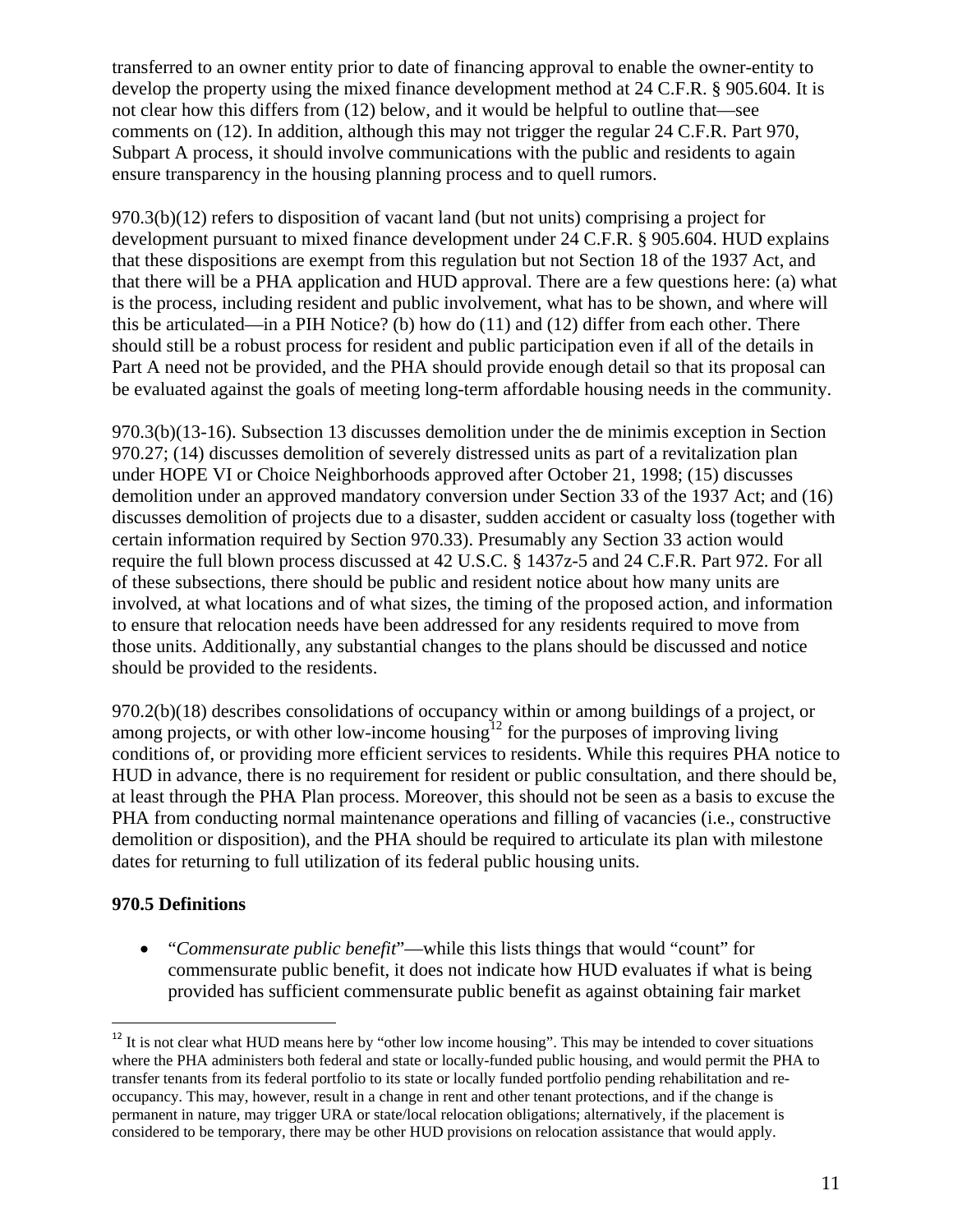transferred to an owner entity prior to date of financing approval to enable the owner-entity to develop the property using the mixed finance development method at 24 C.F.R. § 905.604. It is not clear how this differs from (12) below, and it would be helpful to outline that—see comments on (12). In addition, although this may not trigger the regular 24 C.F.R. Part 970, Subpart A process, it should involve communications with the public and residents to again ensure transparency in the housing planning process and to quell rumors.

970.3(b)(12) refers to disposition of vacant land (but not units) comprising a project for development pursuant to mixed finance development under 24 C.F.R. § 905.604. HUD explains that these dispositions are exempt from this regulation but not Section 18 of the 1937 Act, and that there will be a PHA application and HUD approval. There are a few questions here: (a) what is the process, including resident and public involvement, what has to be shown, and where will this be articulated—in a PIH Notice? (b) how do (11) and (12) differ from each other. There should still be a robust process for resident and public participation even if all of the details in Part A need not be provided, and the PHA should provide enough detail so that its proposal can be evaluated against the goals of meeting long-term affordable housing needs in the community.

970.3(b)(13-16). Subsection 13 discusses demolition under the de minimis exception in Section 970.27; (14) discusses demolition of severely distressed units as part of a revitalization plan under HOPE VI or Choice Neighborhoods approved after October 21, 1998; (15) discusses demolition under an approved mandatory conversion under Section 33 of the 1937 Act; and (16) discusses demolition of projects due to a disaster, sudden accident or casualty loss (together with certain information required by Section 970.33). Presumably any Section 33 action would require the full blown process discussed at 42 U.S.C. § 1437z-5 and 24 C.F.R. Part 972. For all of these subsections, there should be public and resident notice about how many units are involved, at what locations and of what sizes, the timing of the proposed action, and information to ensure that relocation needs have been addressed for any residents required to move from those units. Additionally, any substantial changes to the plans should be discussed and notice should be provided to the residents.

970.2(b)(18) describes consolidations of occupancy within or among buildings of a project, or among projects, or with other low-income housing[12] for the purposes of improving living conditions of, or providing more efficient services to residents. While this requires PHA notice to HUD in advance, there is no requirement for resident or public consultation, and there should be, at least through the PHA Plan process. Moreover, this should not be seen as a basis to excuse the PHA from conducting normal maintenance operations and filling of vacancies (i.e., constructive demolition or disposition), and the PHA should be required to articulate its plan with milestone dates for returning to full utilization of its federal public housing units.

**970.5 Definitions**

- "*Commensurate public benefit*"—while this lists things that would "count" for commensurate public benefit, it does not indicate how HUD evaluates if what is being provided has sufficient commensurate public benefit as against obtaining fair market

[12] It is not clear what HUD means here by "other low income housing". This may be intended to cover situations where the PHA administers both federal and state or locally-funded public housing, and would permit the PHA to transfer tenants from its federal portfolio to its state or locally funded portfolio pending rehabilitation and re-occupancy. This may, however, result in a change in rent and other tenant protections, and if the change is permanent in nature, may trigger URA or state/local relocation obligations; alternatively, if the placement is considered to be temporary, there may be other HUD provisions on relocation assistance that would apply.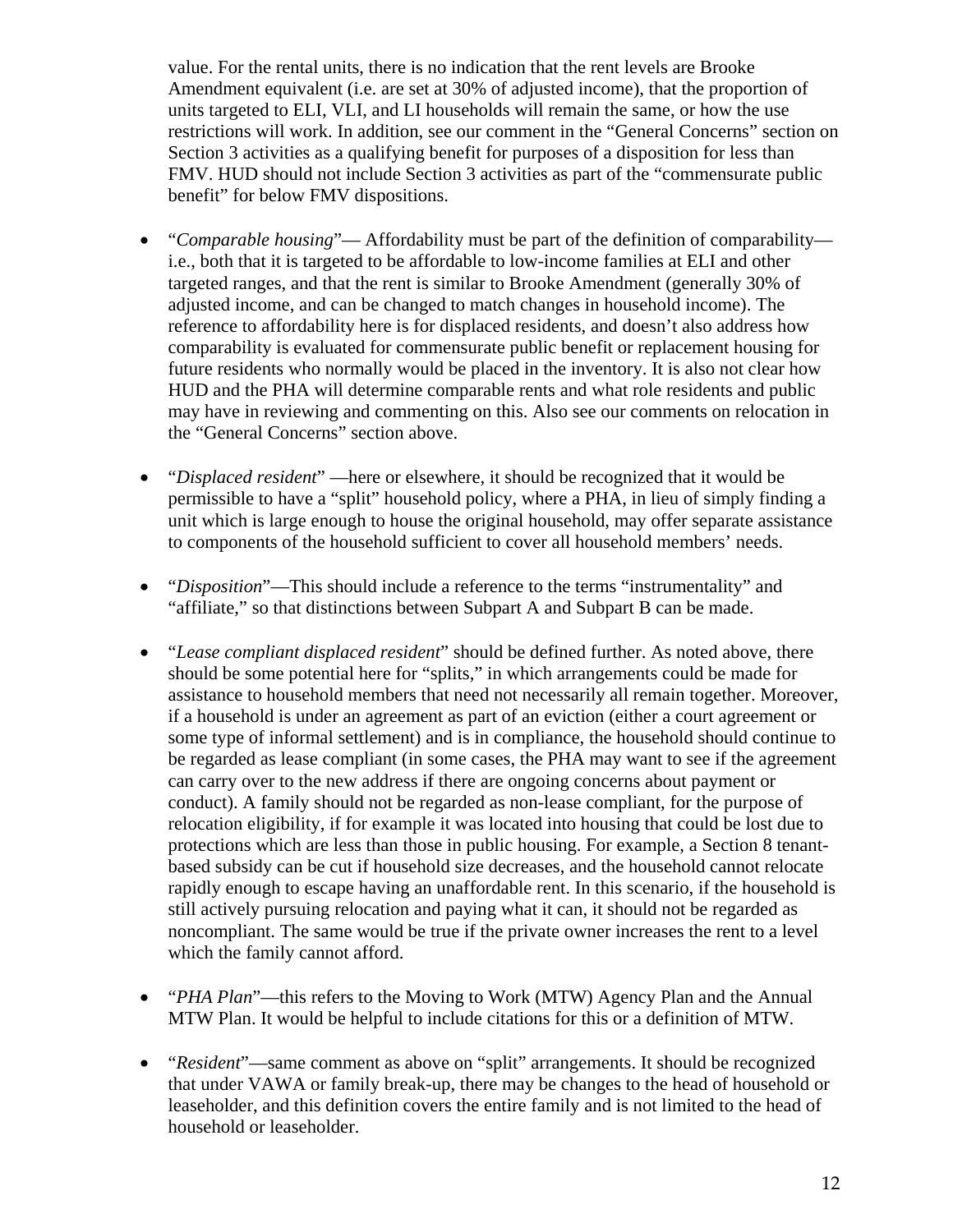value. For the rental units, there is no indication that the rent levels are Brooke Amendment equivalent (i.e. are set at 30% of adjusted income), that the proportion of units targeted to ELI, VLI, and LI households will remain the same, or how the use restrictions will work. In addition, see our comment in the "General Concerns" section on Section 3 activities as a qualifying benefit for purposes of a disposition for less than FMV. HUD should not include Section 3 activities as part of the "commensurate public benefit" for below FMV dispositions.

- "*Comparable housing*"— Affordability must be part of the definition of comparability—i.e., both that it is targeted to be affordable to low-income families at ELI and other targeted ranges, and that the rent is similar to Brooke Amendment (generally 30% of adjusted income, and can be changed to match changes in household income). The reference to affordability here is for displaced residents, and doesn't also address how comparability is evaluated for commensurate public benefit or replacement housing for future residents who normally would be placed in the inventory. It is also not clear how HUD and the PHA will determine comparable rents and what role residents and public may have in reviewing and commenting on this. Also see our comments on relocation in the "General Concerns" section above.

- "*Displaced resident*" —here or elsewhere, it should be recognized that it would be permissible to have a "split" household policy, where a PHA, in lieu of simply finding a unit which is large enough to house the original household, may offer separate assistance to components of the household sufficient to cover all household members' needs.

- "*Disposition*"—This should include a reference to the terms "instrumentality" and "affiliate," so that distinctions between Subpart A and Subpart B can be made.

- "*Lease compliant displaced resident*" should be defined further. As noted above, there should be some potential here for "splits," in which arrangements could be made for assistance to household members that need not necessarily all remain together. Moreover, if a household is under an agreement as part of an eviction (either a court agreement or some type of informal settlement) and is in compliance, the household should continue to be regarded as lease compliant (in some cases, the PHA may want to see if the agreement can carry over to the new address if there are ongoing concerns about payment or conduct). A family should not be regarded as non-lease compliant, for the purpose of relocation eligibility, if for example it was located into housing that could be lost due to protections which are less than those in public housing. For example, a Section 8 tenant-based subsidy can be cut if household size decreases, and the household cannot relocate rapidly enough to escape having an unaffordable rent. In this scenario, if the household is still actively pursuing relocation and paying what it can, it should not be regarded as noncompliant. The same would be true if the private owner increases the rent to a level which the family cannot afford.

- "*PHA Plan*"—this refers to the Moving to Work (MTW) Agency Plan and the Annual MTW Plan. It would be helpful to include citations for this or a definition of MTW.

- "*Resident*"—same comment as above on "split" arrangements. It should be recognized that under VAWA or family break-up, there may be changes to the head of household or leaseholder, and this definition covers the entire family and is not limited to the head of household or leaseholder.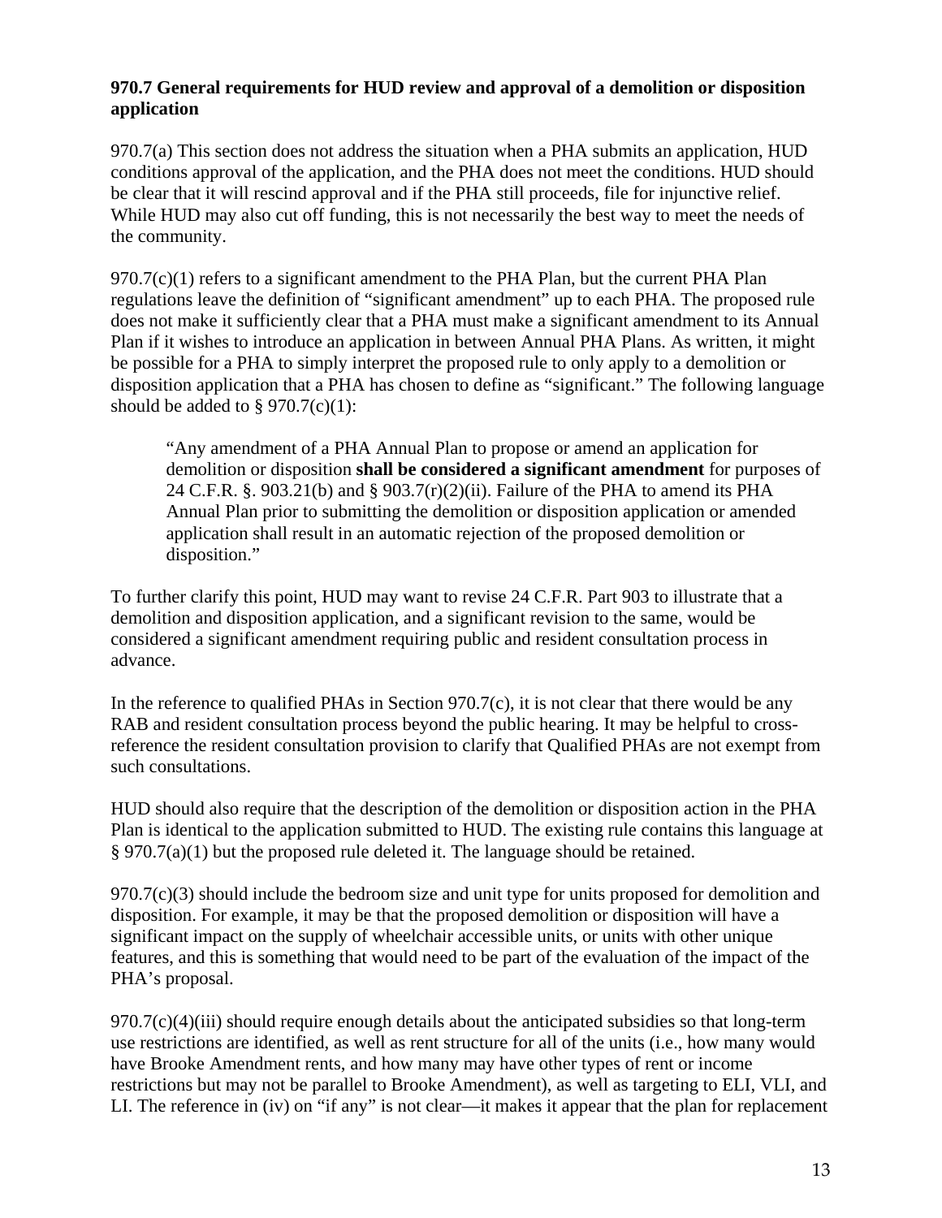**970.7 General requirements for HUD review and approval of a demolition or disposition application**

970.7(a) This section does not address the situation when a PHA submits an application, HUD conditions approval of the application, and the PHA does not meet the conditions. HUD should be clear that it will rescind approval and if the PHA still proceeds, file for injunctive relief. While HUD may also cut off funding, this is not necessarily the best way to meet the needs of the community.

970.7(c)(1) refers to a significant amendment to the PHA Plan, but the current PHA Plan regulations leave the definition of "significant amendment" up to each PHA. The proposed rule does not make it sufficiently clear that a PHA must make a significant amendment to its Annual Plan if it wishes to introduce an application in between Annual PHA Plans. As written, it might be possible for a PHA to simply interpret the proposed rule to only apply to a demolition or disposition application that a PHA has chosen to define as "significant." The following language should be added to § 970.7(c)(1):

> "Any amendment of a PHA Annual Plan to propose or amend an application for demolition or disposition **shall be considered a significant amendment** for purposes of 24 C.F.R. §. 903.21(b) and § 903.7(r)(2)(ii). Failure of the PHA to amend its PHA Annual Plan prior to submitting the demolition or disposition application or amended application shall result in an automatic rejection of the proposed demolition or disposition."

To further clarify this point, HUD may want to revise 24 C.F.R. Part 903 to illustrate that a demolition and disposition application, and a significant revision to the same, would be considered a significant amendment requiring public and resident consultation process in advance.

In the reference to qualified PHAs in Section 970.7(c), it is not clear that there would be any RAB and resident consultation process beyond the public hearing. It may be helpful to cross-reference the resident consultation provision to clarify that Qualified PHAs are not exempt from such consultations.

HUD should also require that the description of the demolition or disposition action in the PHA Plan is identical to the application submitted to HUD. The existing rule contains this language at § 970.7(a)(1) but the proposed rule deleted it. The language should be retained.

970.7(c)(3) should include the bedroom size and unit type for units proposed for demolition and disposition. For example, it may be that the proposed demolition or disposition will have a significant impact on the supply of wheelchair accessible units, or units with other unique features, and this is something that would need to be part of the evaluation of the impact of the PHA's proposal.

970.7(c)(4)(iii) should require enough details about the anticipated subsidies so that long-term use restrictions are identified, as well as rent structure for all of the units (i.e., how many would have Brooke Amendment rents, and how many may have other types of rent or income restrictions but may not be parallel to Brooke Amendment), as well as targeting to ELI, VLI, and LI. The reference in (iv) on "if any" is not clear—it makes it appear that the plan for replacement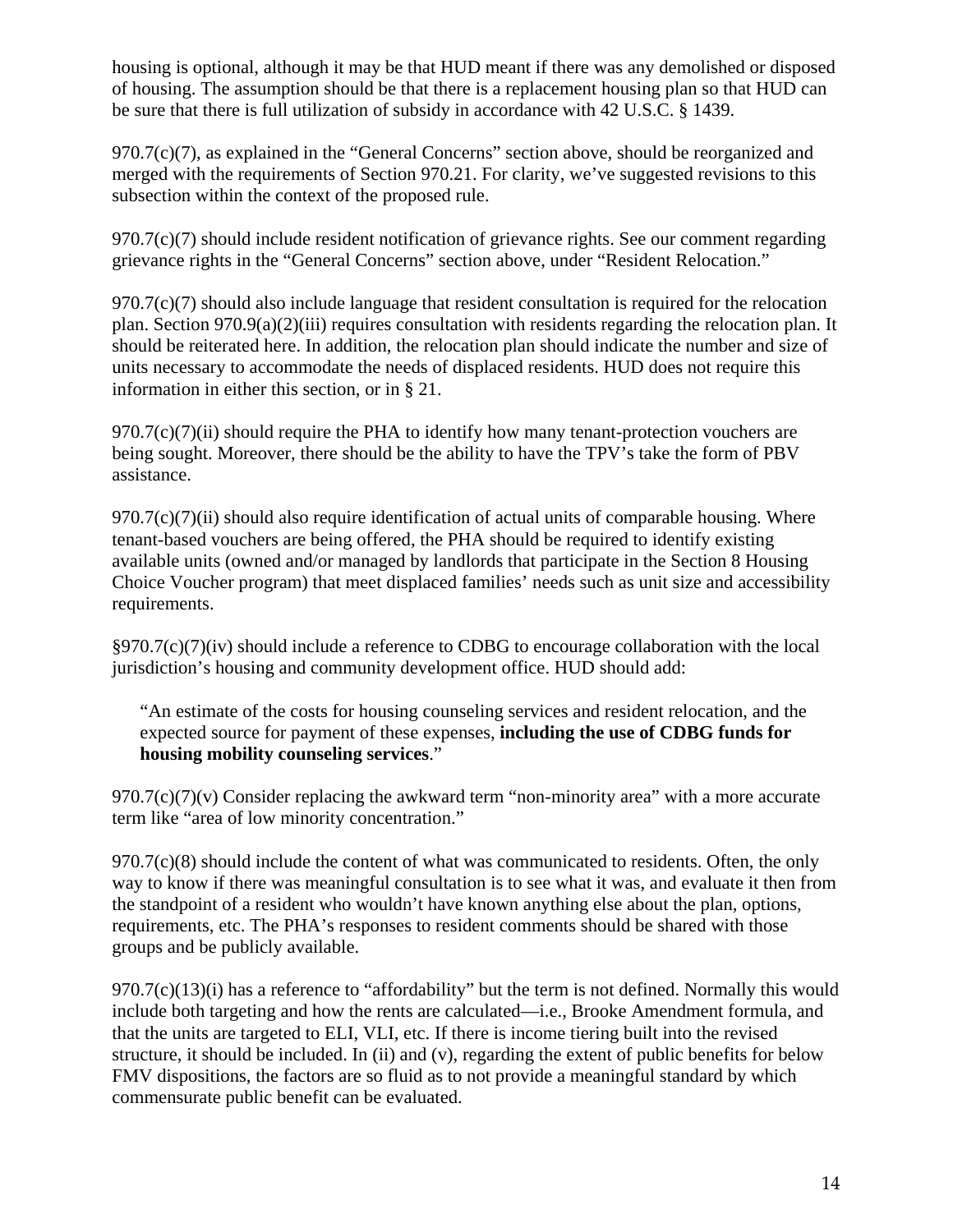housing is optional, although it may be that HUD meant if there was any demolished or disposed of housing. The assumption should be that there is a replacement housing plan so that HUD can be sure that there is full utilization of subsidy in accordance with 42 U.S.C. § 1439.

970.7(c)(7), as explained in the "General Concerns" section above, should be reorganized and merged with the requirements of Section 970.21. For clarity, we've suggested revisions to this subsection within the context of the proposed rule.

970.7(c)(7) should include resident notification of grievance rights. See our comment regarding grievance rights in the "General Concerns" section above, under "Resident Relocation."

970.7(c)(7) should also include language that resident consultation is required for the relocation plan. Section 970.9(a)(2)(iii) requires consultation with residents regarding the relocation plan. It should be reiterated here. In addition, the relocation plan should indicate the number and size of units necessary to accommodate the needs of displaced residents. HUD does not require this information in either this section, or in § 21.

970.7(c)(7)(ii) should require the PHA to identify how many tenant-protection vouchers are being sought. Moreover, there should be the ability to have the TPV's take the form of PBV assistance.

970.7(c)(7)(ii) should also require identification of actual units of comparable housing. Where tenant-based vouchers are being offered, the PHA should be required to identify existing available units (owned and/or managed by landlords that participate in the Section 8 Housing Choice Voucher program) that meet displaced families' needs such as unit size and accessibility requirements.

§970.7(c)(7)(iv) should include a reference to CDBG to encourage collaboration with the local jurisdiction's housing and community development office. HUD should add:

> "An estimate of the costs for housing counseling services and resident relocation, and the expected source for payment of these expenses, **including the use of CDBG funds for housing mobility counseling services**."

970.7(c)(7)(v) Consider replacing the awkward term "non-minority area" with a more accurate term like "area of low minority concentration."

970.7(c)(8) should include the content of what was communicated to residents. Often, the only way to know if there was meaningful consultation is to see what it was, and evaluate it then from the standpoint of a resident who wouldn't have known anything else about the plan, options, requirements, etc. The PHA's responses to resident comments should be shared with those groups and be publicly available.

970.7(c)(13)(i) has a reference to "affordability" but the term is not defined. Normally this would include both targeting and how the rents are calculated—i.e., Brooke Amendment formula, and that the units are targeted to ELI, VLI, etc. If there is income tiering built into the revised structure, it should be included. In (ii) and (v), regarding the extent of public benefits for below FMV dispositions, the factors are so fluid as to not provide a meaningful standard by which commensurate public benefit can be evaluated.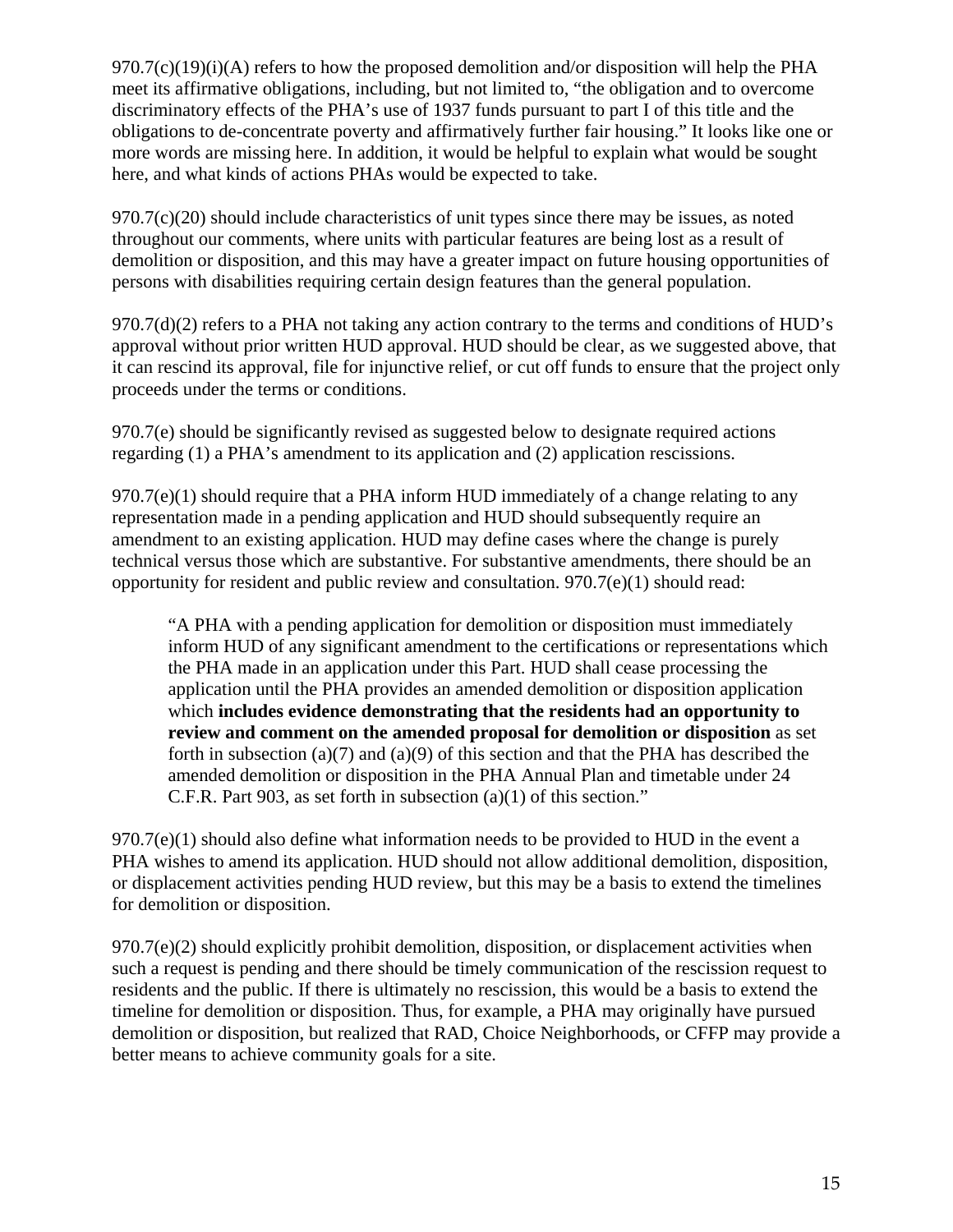970.7(c)(19)(i)(A) refers to how the proposed demolition and/or disposition will help the PHA meet its affirmative obligations, including, but not limited to, "the obligation and to overcome discriminatory effects of the PHA's use of 1937 funds pursuant to part I of this title and the obligations to de-concentrate poverty and affirmatively further fair housing." It looks like one or more words are missing here. In addition, it would be helpful to explain what would be sought here, and what kinds of actions PHAs would be expected to take.

970.7(c)(20) should include characteristics of unit types since there may be issues, as noted throughout our comments, where units with particular features are being lost as a result of demolition or disposition, and this may have a greater impact on future housing opportunities of persons with disabilities requiring certain design features than the general population.

970.7(d)(2) refers to a PHA not taking any action contrary to the terms and conditions of HUD's approval without prior written HUD approval. HUD should be clear, as we suggested above, that it can rescind its approval, file for injunctive relief, or cut off funds to ensure that the project only proceeds under the terms or conditions.

970.7(e) should be significantly revised as suggested below to designate required actions regarding (1) a PHA's amendment to its application and (2) application rescissions.

970.7(e)(1) should require that a PHA inform HUD immediately of a change relating to any representation made in a pending application and HUD should subsequently require an amendment to an existing application. HUD may define cases where the change is purely technical versus those which are substantive. For substantive amendments, there should be an opportunity for resident and public review and consultation. 970.7(e)(1) should read:

> "A PHA with a pending application for demolition or disposition must immediately inform HUD of any significant amendment to the certifications or representations which the PHA made in an application under this Part. HUD shall cease processing the application until the PHA provides an amended demolition or disposition application which **includes evidence demonstrating that the residents had an opportunity to review and comment on the amended proposal for demolition or disposition** as set forth in subsection (a)(7) and (a)(9) of this section and that the PHA has described the amended demolition or disposition in the PHA Annual Plan and timetable under 24 C.F.R. Part 903, as set forth in subsection (a)(1) of this section."

970.7(e)(1) should also define what information needs to be provided to HUD in the event a PHA wishes to amend its application. HUD should not allow additional demolition, disposition, or displacement activities pending HUD review, but this may be a basis to extend the timelines for demolition or disposition.

970.7(e)(2) should explicitly prohibit demolition, disposition, or displacement activities when such a request is pending and there should be timely communication of the rescission request to residents and the public. If there is ultimately no rescission, this would be a basis to extend the timeline for demolition or disposition. Thus, for example, a PHA may originally have pursued demolition or disposition, but realized that RAD, Choice Neighborhoods, or CFFP may provide a better means to achieve community goals for a site.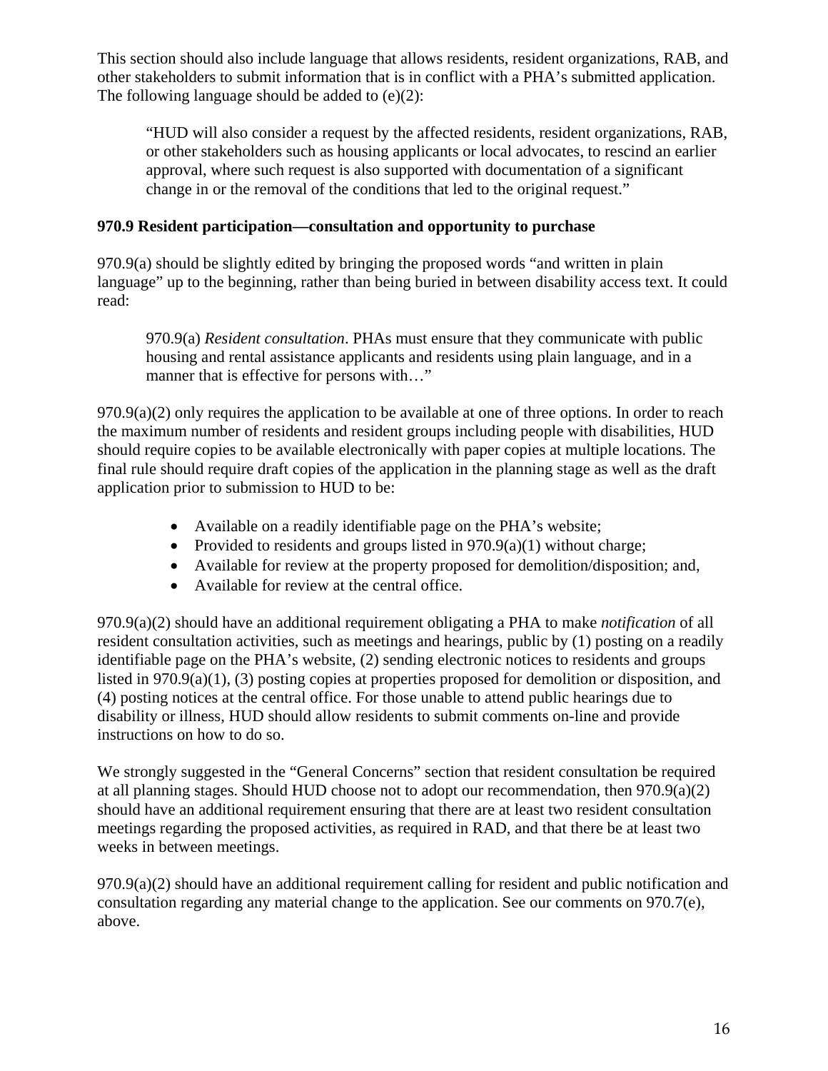This section should also include language that allows residents, resident organizations, RAB, and other stakeholders to submit information that is in conflict with a PHA's submitted application. The following language should be added to (e)(2):

> "HUD will also consider a request by the affected residents, resident organizations, RAB, or other stakeholders such as housing applicants or local advocates, to rescind an earlier approval, where such request is also supported with documentation of a significant change in or the removal of the conditions that led to the original request."

**970.9 Resident participation—consultation and opportunity to purchase**

970.9(a) should be slightly edited by bringing the proposed words "and written in plain language" up to the beginning, rather than being buried in between disability access text. It could read:

> 970.9(a) *Resident consultation*. PHAs must ensure that they communicate with public housing and rental assistance applicants and residents using plain language, and in a manner that is effective for persons with…"

970.9(a)(2) only requires the application to be available at one of three options. In order to reach the maximum number of residents and resident groups including people with disabilities, HUD should require copies to be available electronically with paper copies at multiple locations. The final rule should require draft copies of the application in the planning stage as well as the draft application prior to submission to HUD to be:

- Available on a readily identifiable page on the PHA's website;
- Provided to residents and groups listed in 970.9(a)(1) without charge;
- Available for review at the property proposed for demolition/disposition; and,
- Available for review at the central office.

970.9(a)(2) should have an additional requirement obligating a PHA to make *notification* of all resident consultation activities, such as meetings and hearings, public by (1) posting on a readily identifiable page on the PHA's website, (2) sending electronic notices to residents and groups listed in 970.9(a)(1), (3) posting copies at properties proposed for demolition or disposition, and (4) posting notices at the central office. For those unable to attend public hearings due to disability or illness, HUD should allow residents to submit comments on-line and provide instructions on how to do so.

We strongly suggested in the "General Concerns" section that resident consultation be required at all planning stages. Should HUD choose not to adopt our recommendation, then 970.9(a)(2) should have an additional requirement ensuring that there are at least two resident consultation meetings regarding the proposed activities, as required in RAD, and that there be at least two weeks in between meetings.

970.9(a)(2) should have an additional requirement calling for resident and public notification and consultation regarding any material change to the application. See our comments on 970.7(e), above.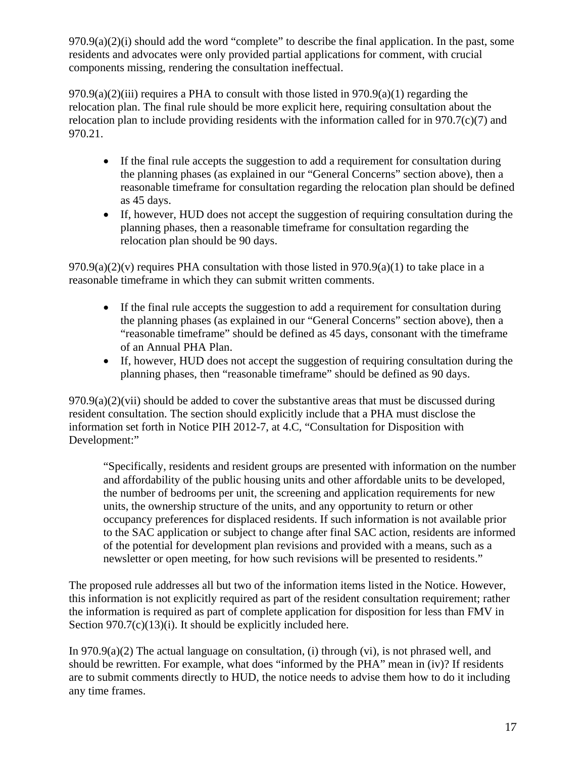970.9(a)(2)(i) should add the word "complete" to describe the final application. In the past, some residents and advocates were only provided partial applications for comment, with crucial components missing, rendering the consultation ineffectual.

970.9(a)(2)(iii) requires a PHA to consult with those listed in 970.9(a)(1) regarding the relocation plan. The final rule should be more explicit here, requiring consultation about the relocation plan to include providing residents with the information called for in 970.7(c)(7) and 970.21.

- If the final rule accepts the suggestion to add a requirement for consultation during the planning phases (as explained in our "General Concerns" section above), then a reasonable timeframe for consultation regarding the relocation plan should be defined as 45 days.
- If, however, HUD does not accept the suggestion of requiring consultation during the planning phases, then a reasonable timeframe for consultation regarding the relocation plan should be 90 days.

970.9(a)(2)(v) requires PHA consultation with those listed in 970.9(a)(1) to take place in a reasonable timeframe in which they can submit written comments.

- If the final rule accepts the suggestion to add a requirement for consultation during the planning phases (as explained in our "General Concerns" section above), then a "reasonable timeframe" should be defined as 45 days, consonant with the timeframe of an Annual PHA Plan.
- If, however, HUD does not accept the suggestion of requiring consultation during the planning phases, then "reasonable timeframe" should be defined as 90 days.

970.9(a)(2)(vii) should be added to cover the substantive areas that must be discussed during resident consultation. The section should explicitly include that a PHA must disclose the information set forth in Notice PIH 2012-7, at 4.C, "Consultation for Disposition with Development:"

> "Specifically, residents and resident groups are presented with information on the number and affordability of the public housing units and other affordable units to be developed, the number of bedrooms per unit, the screening and application requirements for new units, the ownership structure of the units, and any opportunity to return or other occupancy preferences for displaced residents. If such information is not available prior to the SAC application or subject to change after final SAC action, residents are informed of the potential for development plan revisions and provided with a means, such as a newsletter or open meeting, for how such revisions will be presented to residents."

The proposed rule addresses all but two of the information items listed in the Notice. However, this information is not explicitly required as part of the resident consultation requirement; rather the information is required as part of complete application for disposition for less than FMV in Section 970.7(c)(13)(i). It should be explicitly included here.

In 970.9(a)(2) The actual language on consultation, (i) through (vi), is not phrased well, and should be rewritten. For example, what does "informed by the PHA" mean in (iv)? If residents are to submit comments directly to HUD, the notice needs to advise them how to do it including any time frames.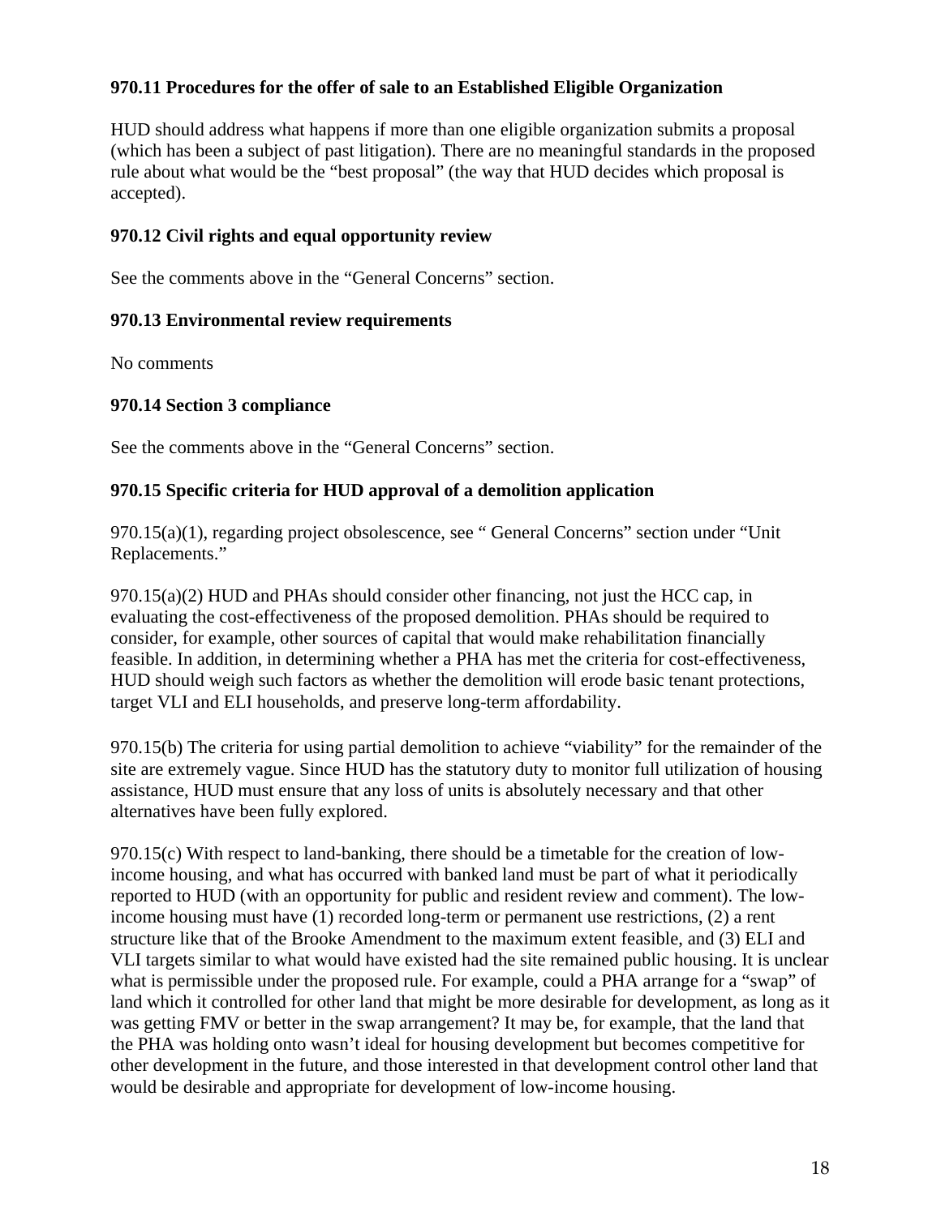**970.11 Procedures for the offer of sale to an Established Eligible Organization**

HUD should address what happens if more than one eligible organization submits a proposal (which has been a subject of past litigation). There are no meaningful standards in the proposed rule about what would be the "best proposal" (the way that HUD decides which proposal is accepted).

**970.12 Civil rights and equal opportunity review**

See the comments above in the "General Concerns" section.

**970.13 Environmental review requirements**

No comments

**970.14 Section 3 compliance**

See the comments above in the "General Concerns" section.

**970.15 Specific criteria for HUD approval of a demolition application**

970.15(a)(1), regarding project obsolescence, see " General Concerns" section under "Unit Replacements."

970.15(a)(2) HUD and PHAs should consider other financing, not just the HCC cap, in evaluating the cost-effectiveness of the proposed demolition. PHAs should be required to consider, for example, other sources of capital that would make rehabilitation financially feasible. In addition, in determining whether a PHA has met the criteria for cost-effectiveness, HUD should weigh such factors as whether the demolition will erode basic tenant protections, target VLI and ELI households, and preserve long-term affordability.

970.15(b) The criteria for using partial demolition to achieve "viability" for the remainder of the site are extremely vague. Since HUD has the statutory duty to monitor full utilization of housing assistance, HUD must ensure that any loss of units is absolutely necessary and that other alternatives have been fully explored.

970.15(c) With respect to land-banking, there should be a timetable for the creation of low-income housing, and what has occurred with banked land must be part of what it periodically reported to HUD (with an opportunity for public and resident review and comment). The low-income housing must have (1) recorded long-term or permanent use restrictions, (2) a rent structure like that of the Brooke Amendment to the maximum extent feasible, and (3) ELI and VLI targets similar to what would have existed had the site remained public housing. It is unclear what is permissible under the proposed rule. For example, could a PHA arrange for a "swap" of land which it controlled for other land that might be more desirable for development, as long as it was getting FMV or better in the swap arrangement? It may be, for example, that the land that the PHA was holding onto wasn't ideal for housing development but becomes competitive for other development in the future, and those interested in that development control other land that would be desirable and appropriate for development of low-income housing.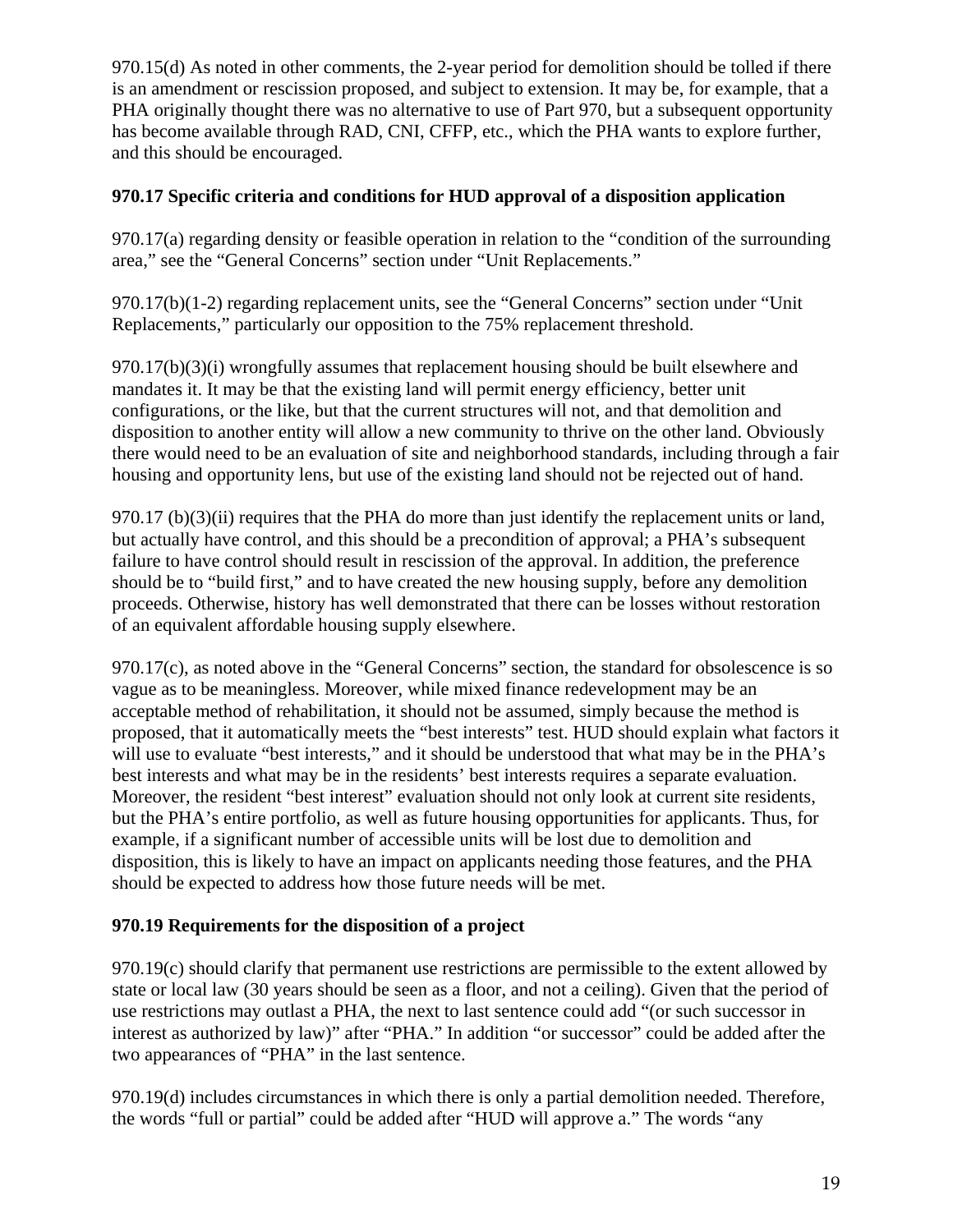970.15(d) As noted in other comments, the 2-year period for demolition should be tolled if there is an amendment or rescission proposed, and subject to extension. It may be, for example, that a PHA originally thought there was no alternative to use of Part 970, but a subsequent opportunity has become available through RAD, CNI, CFFP, etc., which the PHA wants to explore further, and this should be encouraged.

**970.17 Specific criteria and conditions for HUD approval of a disposition application**

970.17(a) regarding density or feasible operation in relation to the "condition of the surrounding area," see the "General Concerns" section under "Unit Replacements."

970.17(b)(1-2) regarding replacement units, see the "General Concerns" section under "Unit Replacements," particularly our opposition to the 75% replacement threshold.

970.17(b)(3)(i) wrongfully assumes that replacement housing should be built elsewhere and mandates it. It may be that the existing land will permit energy efficiency, better unit configurations, or the like, but that the current structures will not, and that demolition and disposition to another entity will allow a new community to thrive on the other land. Obviously there would need to be an evaluation of site and neighborhood standards, including through a fair housing and opportunity lens, but use of the existing land should not be rejected out of hand.

970.17 (b)(3)(ii) requires that the PHA do more than just identify the replacement units or land, but actually have control, and this should be a precondition of approval; a PHA's subsequent failure to have control should result in rescission of the approval. In addition, the preference should be to "build first," and to have created the new housing supply, before any demolition proceeds. Otherwise, history has well demonstrated that there can be losses without restoration of an equivalent affordable housing supply elsewhere.

970.17(c), as noted above in the "General Concerns" section, the standard for obsolescence is so vague as to be meaningless. Moreover, while mixed finance redevelopment may be an acceptable method of rehabilitation, it should not be assumed, simply because the method is proposed, that it automatically meets the "best interests" test. HUD should explain what factors it will use to evaluate "best interests," and it should be understood that what may be in the PHA's best interests and what may be in the residents' best interests requires a separate evaluation. Moreover, the resident "best interest" evaluation should not only look at current site residents, but the PHA's entire portfolio, as well as future housing opportunities for applicants. Thus, for example, if a significant number of accessible units will be lost due to demolition and disposition, this is likely to have an impact on applicants needing those features, and the PHA should be expected to address how those future needs will be met.

**970.19 Requirements for the disposition of a project**

970.19(c) should clarify that permanent use restrictions are permissible to the extent allowed by state or local law (30 years should be seen as a floor, and not a ceiling). Given that the period of use restrictions may outlast a PHA, the next to last sentence could add "(or such successor in interest as authorized by law)" after "PHA." In addition "or successor" could be added after the two appearances of "PHA" in the last sentence.

970.19(d) includes circumstances in which there is only a partial demolition needed. Therefore, the words "full or partial" could be added after "HUD will approve a." The words "any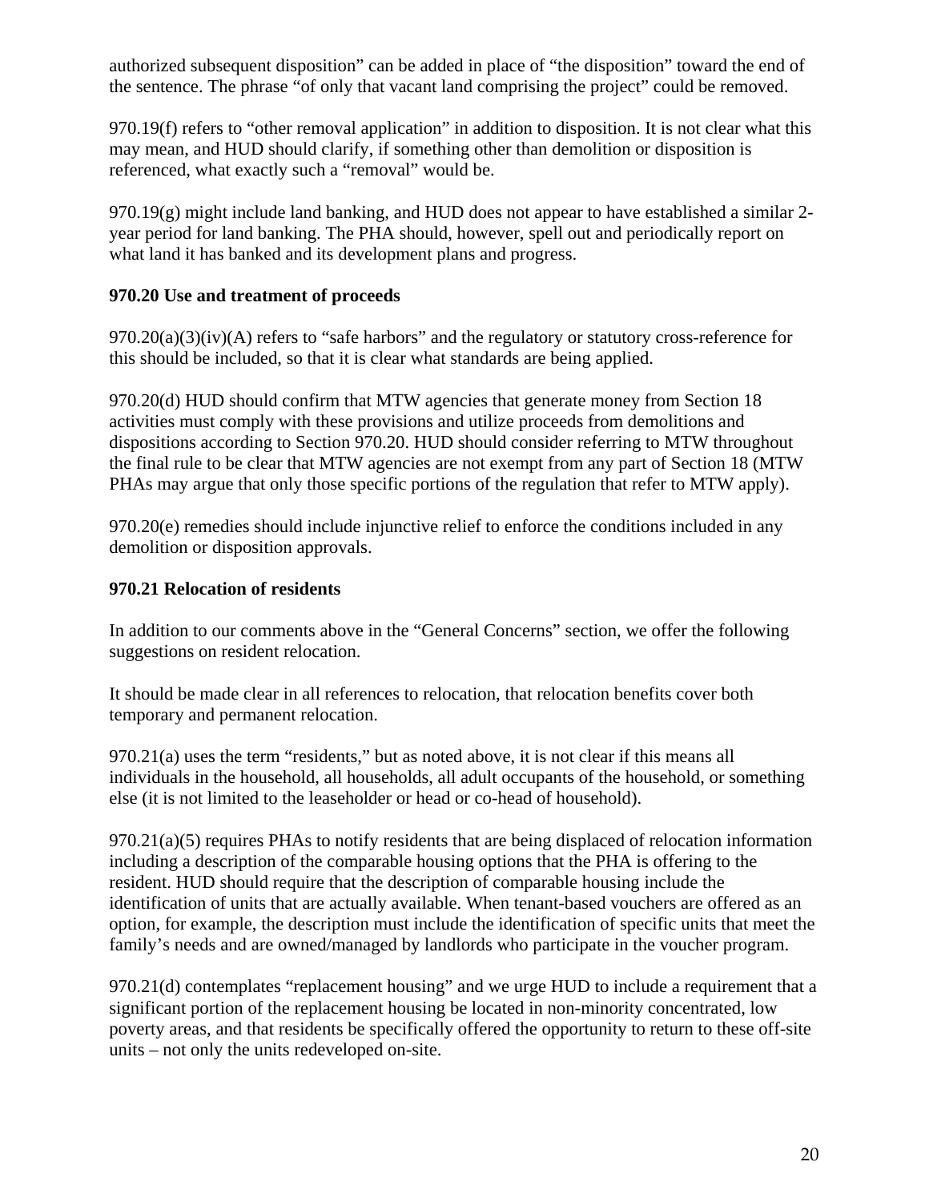authorized subsequent disposition" can be added in place of "the disposition" toward the end of the sentence. The phrase "of only that vacant land comprising the project" could be removed.

970.19(f) refers to "other removal application" in addition to disposition. It is not clear what this may mean, and HUD should clarify, if something other than demolition or disposition is referenced, what exactly such a "removal" would be.

970.19(g) might include land banking, and HUD does not appear to have established a similar 2-year period for land banking. The PHA should, however, spell out and periodically report on what land it has banked and its development plans and progress.

**970.20 Use and treatment of proceeds**

970.20(a)(3)(iv)(A) refers to "safe harbors" and the regulatory or statutory cross-reference for this should be included, so that it is clear what standards are being applied.

970.20(d) HUD should confirm that MTW agencies that generate money from Section 18 activities must comply with these provisions and utilize proceeds from demolitions and dispositions according to Section 970.20. HUD should consider referring to MTW throughout the final rule to be clear that MTW agencies are not exempt from any part of Section 18 (MTW PHAs may argue that only those specific portions of the regulation that refer to MTW apply).

970.20(e) remedies should include injunctive relief to enforce the conditions included in any demolition or disposition approvals.

**970.21 Relocation of residents**

In addition to our comments above in the "General Concerns" section, we offer the following suggestions on resident relocation.

It should be made clear in all references to relocation, that relocation benefits cover both temporary and permanent relocation.

970.21(a) uses the term "residents," but as noted above, it is not clear if this means all individuals in the household, all households, all adult occupants of the household, or something else (it is not limited to the leaseholder or head or co-head of household).

970.21(a)(5) requires PHAs to notify residents that are being displaced of relocation information including a description of the comparable housing options that the PHA is offering to the resident. HUD should require that the description of comparable housing include the identification of units that are actually available. When tenant-based vouchers are offered as an option, for example, the description must include the identification of specific units that meet the family's needs and are owned/managed by landlords who participate in the voucher program.

970.21(d) contemplates "replacement housing" and we urge HUD to include a requirement that a significant portion of the replacement housing be located in non-minority concentrated, low poverty areas, and that residents be specifically offered the opportunity to return to these off-site units – not only the units redeveloped on-site.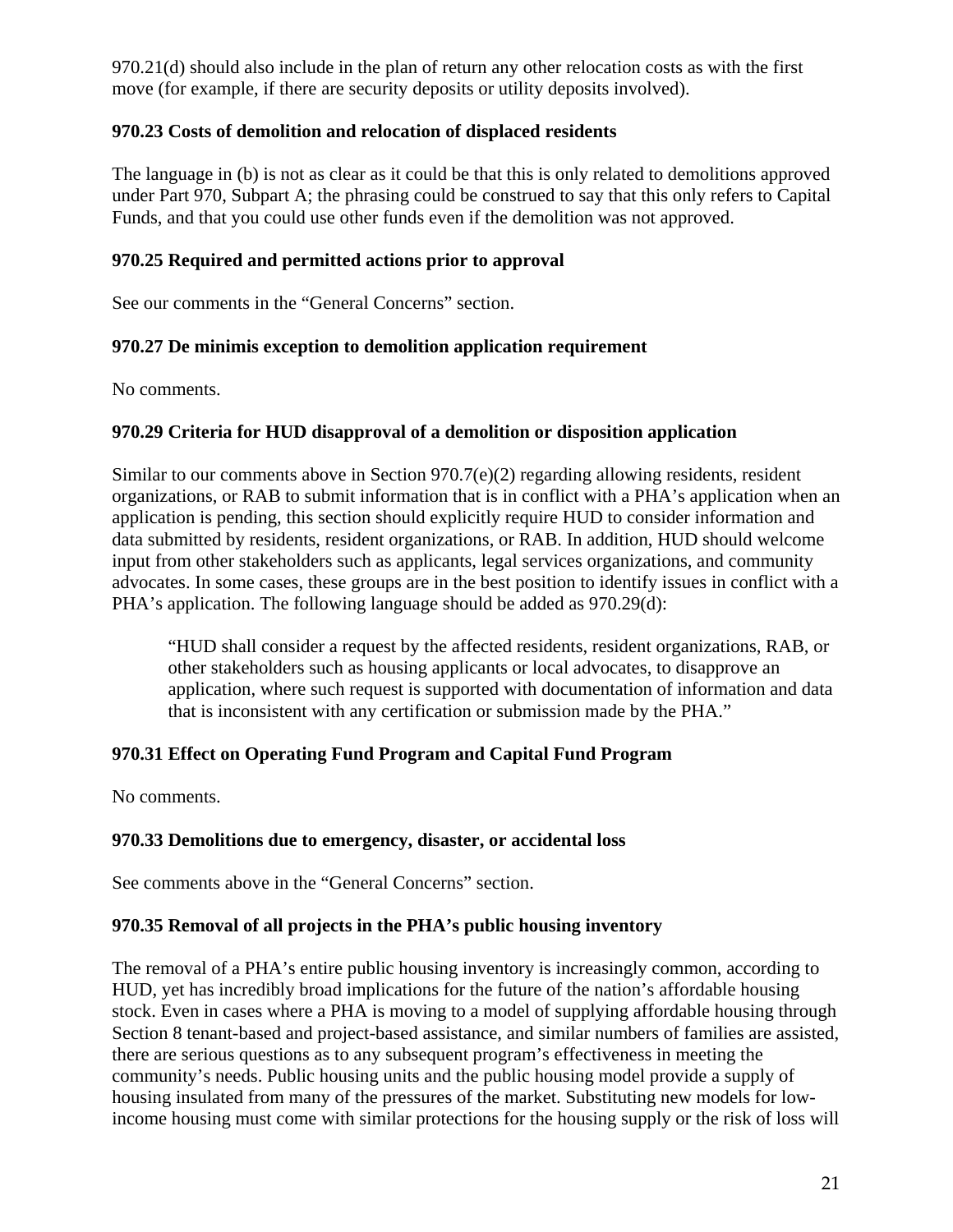970.21(d) should also include in the plan of return any other relocation costs as with the first move (for example, if there are security deposits or utility deposits involved).

**970.23 Costs of demolition and relocation of displaced residents**

The language in (b) is not as clear as it could be that this is only related to demolitions approved under Part 970, Subpart A; the phrasing could be construed to say that this only refers to Capital Funds, and that you could use other funds even if the demolition was not approved.

**970.25 Required and permitted actions prior to approval**

See our comments in the "General Concerns" section.

**970.27 De minimis exception to demolition application requirement**

No comments.

**970.29 Criteria for HUD disapproval of a demolition or disposition application**

Similar to our comments above in Section 970.7(e)(2) regarding allowing residents, resident organizations, or RAB to submit information that is in conflict with a PHA's application when an application is pending, this section should explicitly require HUD to consider information and data submitted by residents, resident organizations, or RAB. In addition, HUD should welcome input from other stakeholders such as applicants, legal services organizations, and community advocates. In some cases, these groups are in the best position to identify issues in conflict with a PHA's application. The following language should be added as 970.29(d):

> "HUD shall consider a request by the affected residents, resident organizations, RAB, or other stakeholders such as housing applicants or local advocates, to disapprove an application, where such request is supported with documentation of information and data that is inconsistent with any certification or submission made by the PHA."

**970.31 Effect on Operating Fund Program and Capital Fund Program**

No comments.

**970.33 Demolitions due to emergency, disaster, or accidental loss**

See comments above in the "General Concerns" section.

**970.35 Removal of all projects in the PHA's public housing inventory**

The removal of a PHA's entire public housing inventory is increasingly common, according to HUD, yet has incredibly broad implications for the future of the nation's affordable housing stock. Even in cases where a PHA is moving to a model of supplying affordable housing through Section 8 tenant-based and project-based assistance, and similar numbers of families are assisted, there are serious questions as to any subsequent program's effectiveness in meeting the community's needs. Public housing units and the public housing model provide a supply of housing insulated from many of the pressures of the market. Substituting new models for low-income housing must come with similar protections for the housing supply or the risk of loss will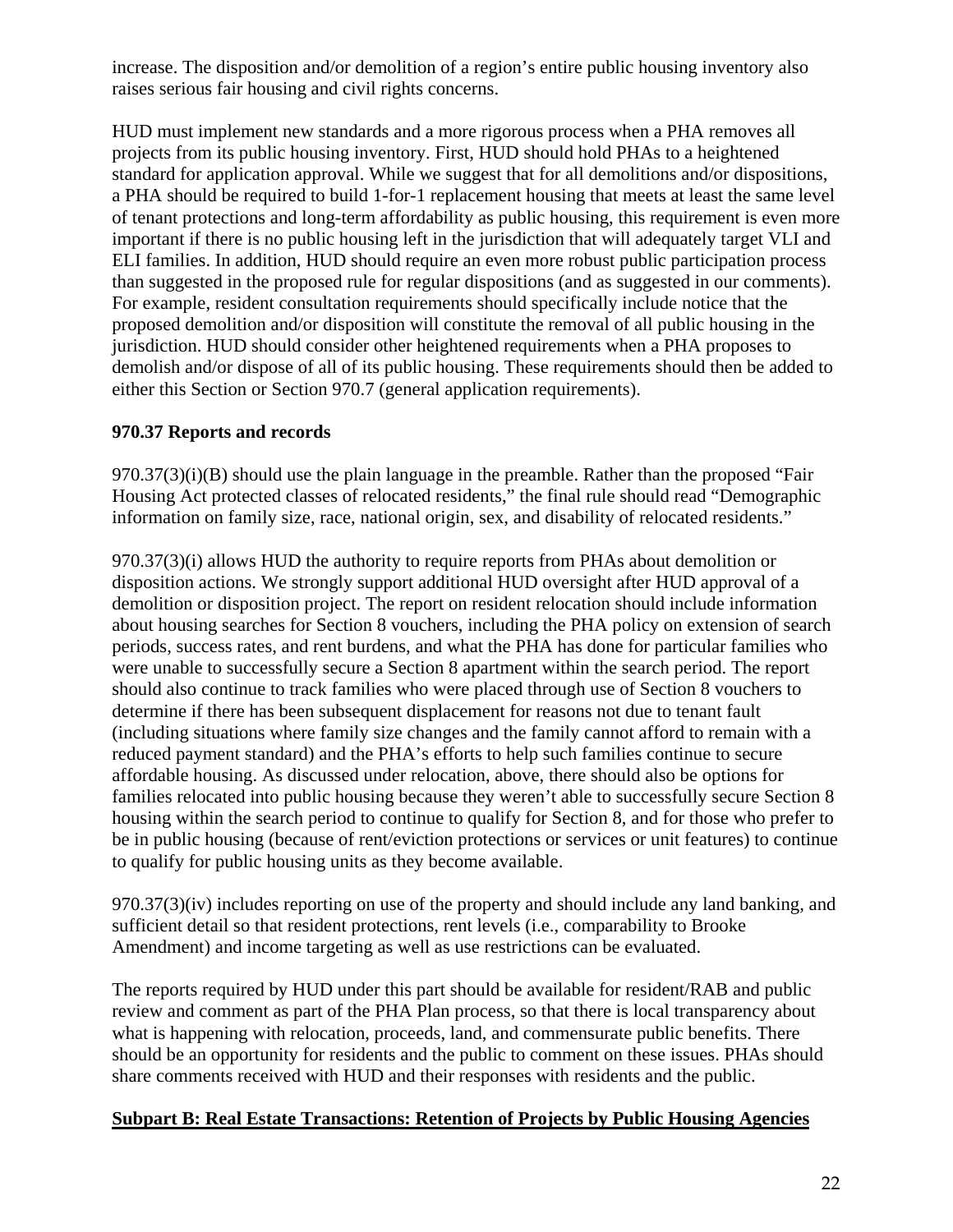increase. The disposition and/or demolition of a region's entire public housing inventory also raises serious fair housing and civil rights concerns.

HUD must implement new standards and a more rigorous process when a PHA removes all projects from its public housing inventory. First, HUD should hold PHAs to a heightened standard for application approval. While we suggest that for all demolitions and/or dispositions, a PHA should be required to build 1-for-1 replacement housing that meets at least the same level of tenant protections and long-term affordability as public housing, this requirement is even more important if there is no public housing left in the jurisdiction that will adequately target VLI and ELI families. In addition, HUD should require an even more robust public participation process than suggested in the proposed rule for regular dispositions (and as suggested in our comments). For example, resident consultation requirements should specifically include notice that the proposed demolition and/or disposition will constitute the removal of all public housing in the jurisdiction. HUD should consider other heightened requirements when a PHA proposes to demolish and/or dispose of all of its public housing. These requirements should then be added to either this Section or Section 970.7 (general application requirements).

**970.37 Reports and records**

970.37(3)(i)(B) should use the plain language in the preamble. Rather than the proposed "Fair Housing Act protected classes of relocated residents," the final rule should read "Demographic information on family size, race, national origin, sex, and disability of relocated residents."

970.37(3)(i) allows HUD the authority to require reports from PHAs about demolition or disposition actions. We strongly support additional HUD oversight after HUD approval of a demolition or disposition project. The report on resident relocation should include information about housing searches for Section 8 vouchers, including the PHA policy on extension of search periods, success rates, and rent burdens, and what the PHA has done for particular families who were unable to successfully secure a Section 8 apartment within the search period. The report should also continue to track families who were placed through use of Section 8 vouchers to determine if there has been subsequent displacement for reasons not due to tenant fault (including situations where family size changes and the family cannot afford to remain with a reduced payment standard) and the PHA's efforts to help such families continue to secure affordable housing. As discussed under relocation, above, there should also be options for families relocated into public housing because they weren't able to successfully secure Section 8 housing within the search period to continue to qualify for Section 8, and for those who prefer to be in public housing (because of rent/eviction protections or services or unit features) to continue to qualify for public housing units as they become available.

970.37(3)(iv) includes reporting on use of the property and should include any land banking, and sufficient detail so that resident protections, rent levels (i.e., comparability to Brooke Amendment) and income targeting as well as use restrictions can be evaluated.

The reports required by HUD under this part should be available for resident/RAB and public review and comment as part of the PHA Plan process, so that there is local transparency about what is happening with relocation, proceeds, land, and commensurate public benefits. There should be an opportunity for residents and the public to comment on these issues. PHAs should share comments received with HUD and their responses with residents and the public.

**Subpart B: Real Estate Transactions: Retention of Projects by Public Housing Agencies**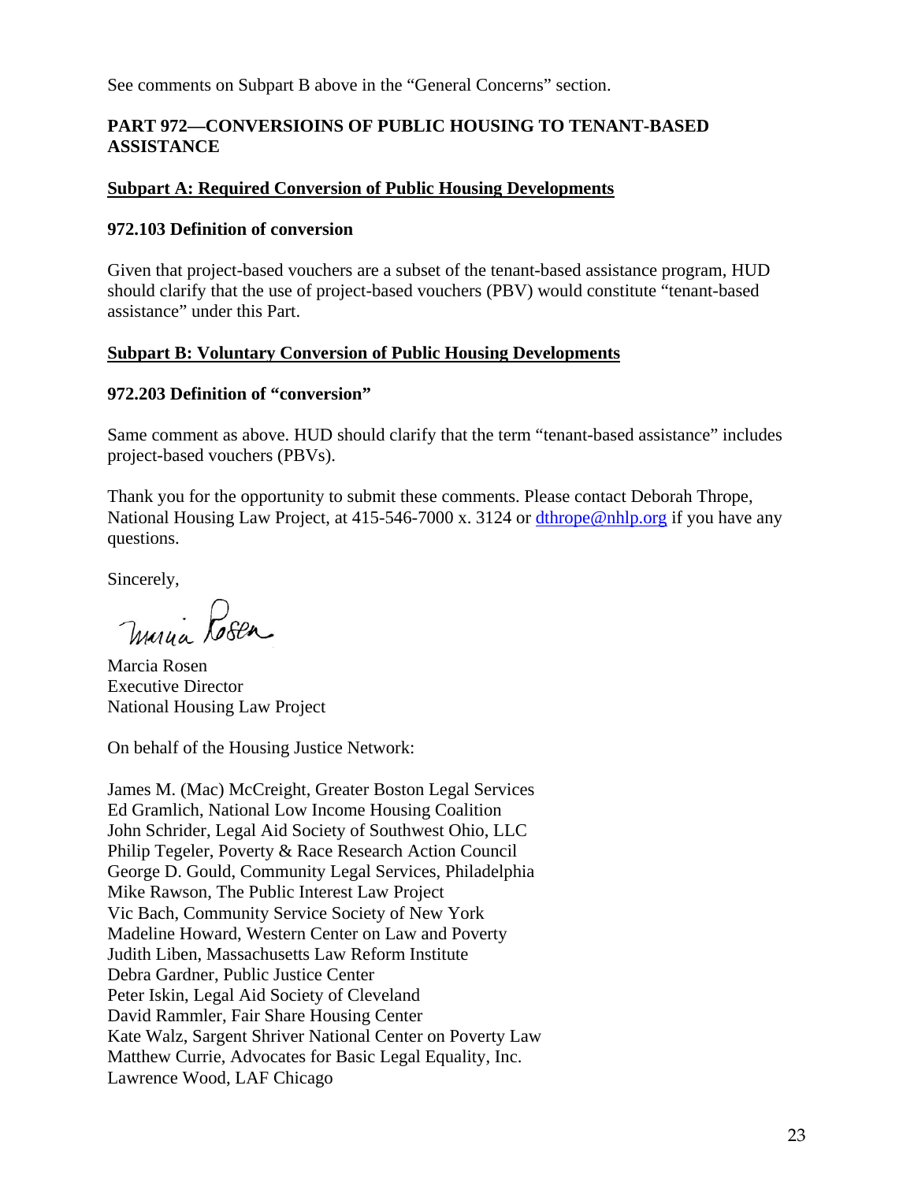See comments on Subpart B above in the "General Concerns" section.

**PART 972—CONVERSIOINS OF PUBLIC HOUSING TO TENANT-BASED ASSISTANCE**

**Subpart A: Required Conversion of Public Housing Developments**

**972.103 Definition of conversion**

Given that project-based vouchers are a subset of the tenant-based assistance program, HUD should clarify that the use of project-based vouchers (PBV) would constitute "tenant-based assistance" under this Part.

**Subpart B: Voluntary Conversion of Public Housing Developments**

**972.203 Definition of "conversion"**

Same comment as above. HUD should clarify that the term "tenant-based assistance" includes project-based vouchers (PBVs).

Thank you for the opportunity to submit these comments. Please contact Deborah Thrope, National Housing Law Project, at 415-546-7000 x. 3124 or dthrope@nhlp.org if you have any questions.

Sincerely,

Marcia Rosen
Executive Director
National Housing Law Project

On behalf of the Housing Justice Network:

James M. (Mac) McCreight, Greater Boston Legal Services
Ed Gramlich, National Low Income Housing Coalition
John Schrider, Legal Aid Society of Southwest Ohio, LLC
Philip Tegeler, Poverty & Race Research Action Council
George D. Gould, Community Legal Services, Philadelphia
Mike Rawson, The Public Interest Law Project
Vic Bach, Community Service Society of New York
Madeline Howard, Western Center on Law and Poverty
Judith Liben, Massachusetts Law Reform Institute
Debra Gardner, Public Justice Center
Peter Iskin, Legal Aid Society of Cleveland
David Rammler, Fair Share Housing Center
Kate Walz, Sargent Shriver National Center on Poverty Law
Matthew Currie, Advocates for Basic Legal Equality, Inc.
Lawrence Wood, LAF Chicago